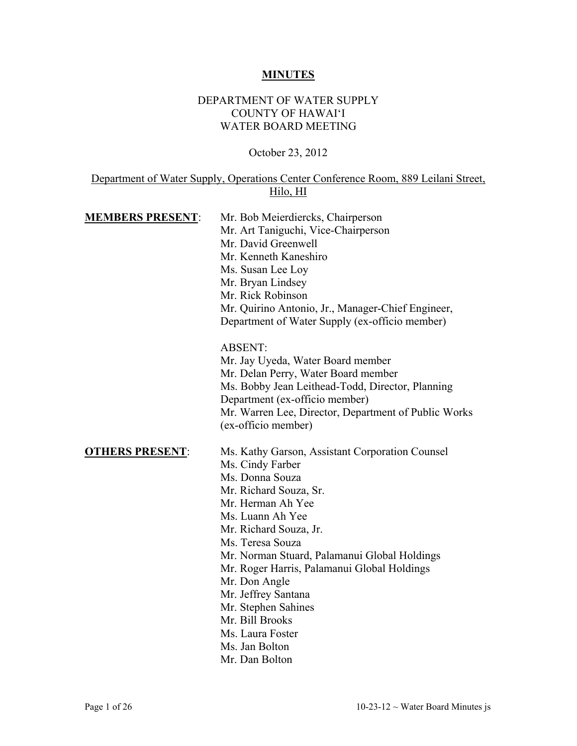# MINUTES

DEPARTMENT OF WATER SUPPLY
COUNTY OF HAWAI'I
WATER BOARD MEETING

October 23, 2012

Department of Water Supply, Operations Center Conference Room, 889 Leilani Street, Hilo, HI

**MEMBERS PRESENT**:

Mr. Bob Meierdiercks, Chairperson
Mr. Art Taniguchi, Vice-Chairperson
Mr. David Greenwell
Mr. Kenneth Kaneshiro
Ms. Susan Lee Loy
Mr. Bryan Lindsey
Mr. Rick Robinson
Mr. Quirino Antonio, Jr., Manager-Chief Engineer, Department of Water Supply (ex-officio member)

ABSENT:
Mr. Jay Uyeda, Water Board member
Mr. Delan Perry, Water Board member
Ms. Bobby Jean Leithead-Todd, Director, Planning Department (ex-officio member)
Mr. Warren Lee, Director, Department of Public Works (ex-officio member)

**OTHERS PRESENT**:

Ms. Kathy Garson, Assistant Corporation Counsel
Ms. Cindy Farber
Ms. Donna Souza
Mr. Richard Souza, Sr.
Mr. Herman Ah Yee
Ms. Luann Ah Yee
Mr. Richard Souza, Jr.
Ms. Teresa Souza
Mr. Norman Stuard, Palamanui Global Holdings
Mr. Roger Harris, Palamanui Global Holdings
Mr. Don Angle
Mr. Jeffrey Santana
Mr. Stephen Sahines
Mr. Bill Brooks
Ms. Laura Foster
Ms. Jan Bolton
Mr. Dan Bolton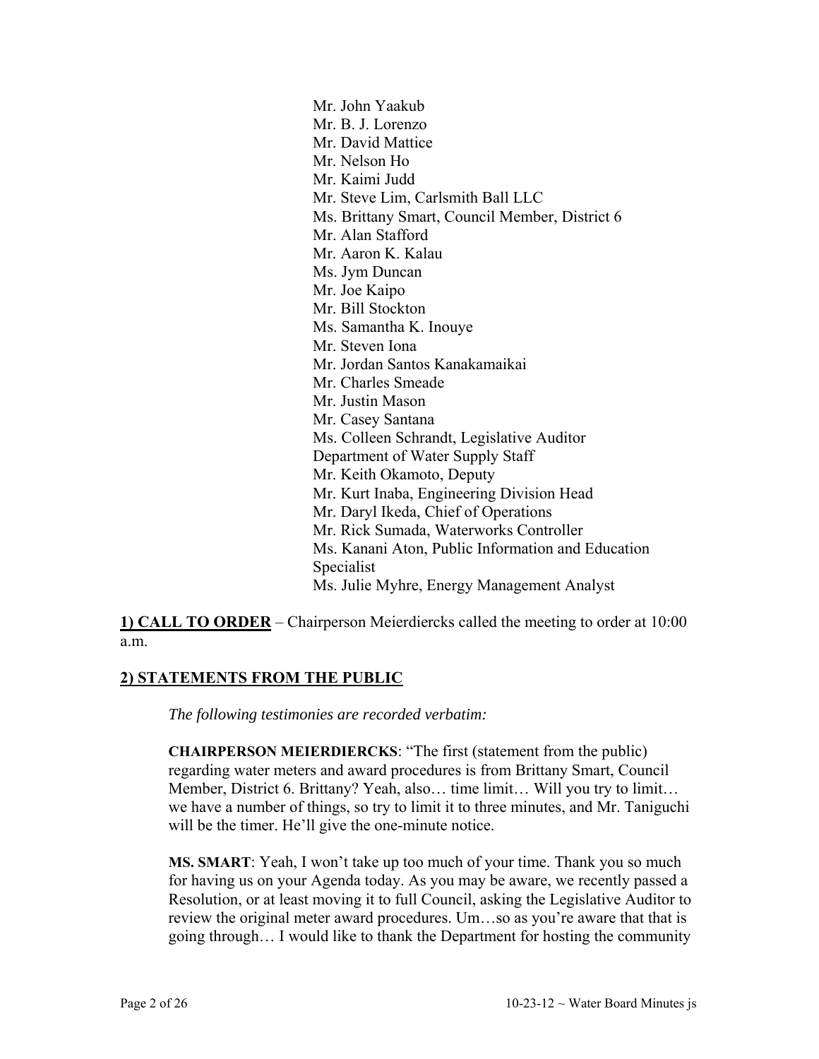Mr. John Yaakub
Mr. B. J. Lorenzo
Mr. David Mattice
Mr. Nelson Ho
Mr. Kaimi Judd
Mr. Steve Lim, Carlsmith Ball LLC
Ms. Brittany Smart, Council Member, District 6
Mr. Alan Stafford
Mr. Aaron K. Kalau
Ms. Jym Duncan
Mr. Joe Kaipo
Mr. Bill Stockton
Ms. Samantha K. Inouye
Mr. Steven Iona
Mr. Jordan Santos Kanakamaikai
Mr. Charles Smeade
Mr. Justin Mason
Mr. Casey Santana
Ms. Colleen Schrandt, Legislative Auditor
Department of Water Supply Staff
Mr. Keith Okamoto, Deputy
Mr. Kurt Inaba, Engineering Division Head
Mr. Daryl Ikeda, Chief of Operations
Mr. Rick Sumada, Waterworks Controller
Ms. Kanani Aton, Public Information and Education Specialist
Ms. Julie Myhre, Energy Management Analyst

**1) CALL TO ORDER** – Chairperson Meierdiercks called the meeting to order at 10:00 a.m.

**2) STATEMENTS FROM THE PUBLIC**

*The following testimonies are recorded verbatim:*

**CHAIRPERSON MEIERDIERCKS**: "The first (statement from the public) regarding water meters and award procedures is from Brittany Smart, Council Member, District 6. Brittany? Yeah, also… time limit… Will you try to limit… we have a number of things, so try to limit it to three minutes, and Mr. Taniguchi will be the timer. He'll give the one-minute notice.

**MS. SMART**: Yeah, I won't take up too much of your time. Thank you so much for having us on your Agenda today. As you may be aware, we recently passed a Resolution, or at least moving it to full Council, asking the Legislative Auditor to review the original meter award procedures. Um…so as you're aware that that is going through… I would like to thank the Department for hosting the community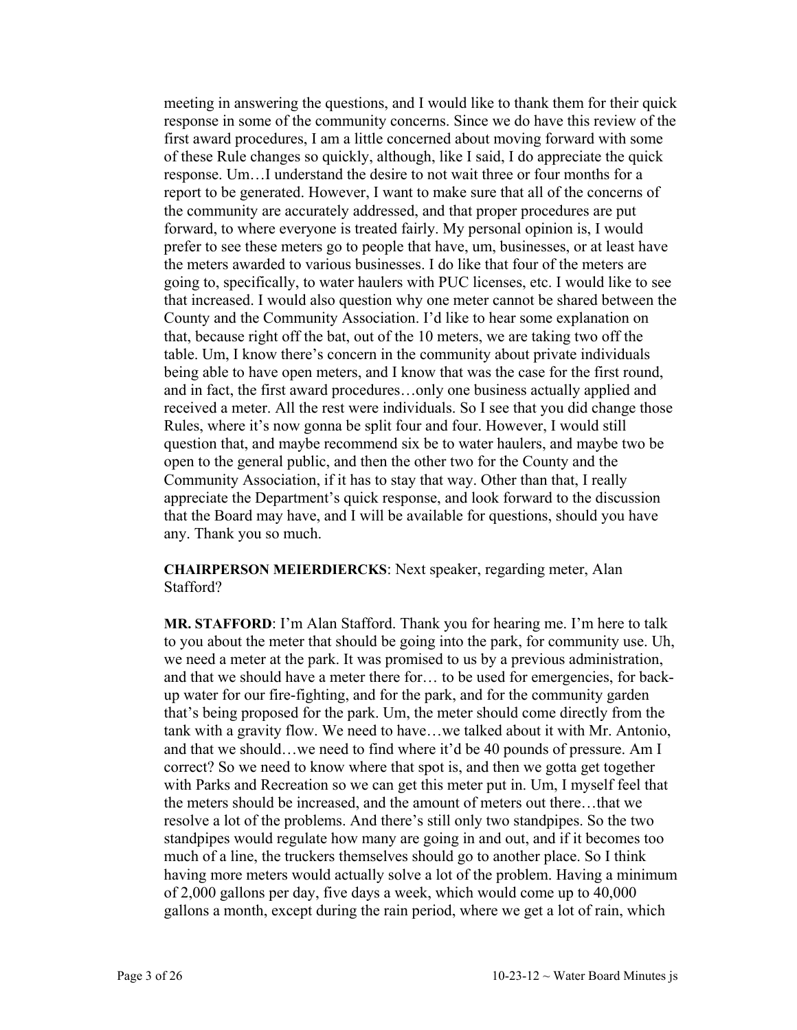meeting in answering the questions, and I would like to thank them for their quick response in some of the community concerns. Since we do have this review of the first award procedures, I am a little concerned about moving forward with some of these Rule changes so quickly, although, like I said, I do appreciate the quick response. Um…I understand the desire to not wait three or four months for a report to be generated. However, I want to make sure that all of the concerns of the community are accurately addressed, and that proper procedures are put forward, to where everyone is treated fairly. My personal opinion is, I would prefer to see these meters go to people that have, um, businesses, or at least have the meters awarded to various businesses. I do like that four of the meters are going to, specifically, to water haulers with PUC licenses, etc. I would like to see that increased. I would also question why one meter cannot be shared between the County and the Community Association. I'd like to hear some explanation on that, because right off the bat, out of the 10 meters, we are taking two off the table. Um, I know there's concern in the community about private individuals being able to have open meters, and I know that was the case for the first round, and in fact, the first award procedures…only one business actually applied and received a meter. All the rest were individuals. So I see that you did change those Rules, where it's now gonna be split four and four. However, I would still question that, and maybe recommend six be to water haulers, and maybe two be open to the general public, and then the other two for the County and the Community Association, if it has to stay that way. Other than that, I really appreciate the Department's quick response, and look forward to the discussion that the Board may have, and I will be available for questions, should you have any. Thank you so much.

**CHAIRPERSON MEIERDIERCKS**: Next speaker, regarding meter, Alan Stafford?

**MR. STAFFORD**: I'm Alan Stafford. Thank you for hearing me. I'm here to talk to you about the meter that should be going into the park, for community use. Uh, we need a meter at the park. It was promised to us by a previous administration, and that we should have a meter there for… to be used for emergencies, for back-up water for our fire-fighting, and for the park, and for the community garden that's being proposed for the park. Um, the meter should come directly from the tank with a gravity flow. We need to have…we talked about it with Mr. Antonio, and that we should…we need to find where it'd be 40 pounds of pressure. Am I correct? So we need to know where that spot is, and then we gotta get together with Parks and Recreation so we can get this meter put in. Um, I myself feel that the meters should be increased, and the amount of meters out there…that we resolve a lot of the problems. And there's still only two standpipes. So the two standpipes would regulate how many are going in and out, and if it becomes too much of a line, the truckers themselves should go to another place. So I think having more meters would actually solve a lot of the problem. Having a minimum of 2,000 gallons per day, five days a week, which would come up to 40,000 gallons a month, except during the rain period, where we get a lot of rain, which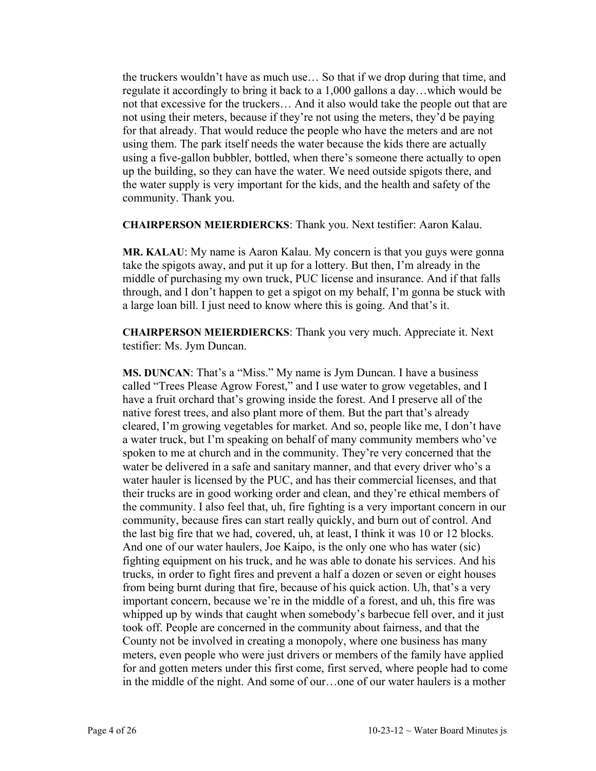the truckers wouldn't have as much use… So that if we drop during that time, and regulate it accordingly to bring it back to a 1,000 gallons a day…which would be not that excessive for the truckers… And it also would take the people out that are not using their meters, because if they're not using the meters, they'd be paying for that already. That would reduce the people who have the meters and are not using them. The park itself needs the water because the kids there are actually using a five-gallon bubbler, bottled, when there's someone there actually to open up the building, so they can have the water. We need outside spigots there, and the water supply is very important for the kids, and the health and safety of the community. Thank you.

**CHAIRPERSON MEIERDIERCKS**: Thank you. Next testifier: Aaron Kalau.

**MR. KALAU**: My name is Aaron Kalau. My concern is that you guys were gonna take the spigots away, and put it up for a lottery. But then, I'm already in the middle of purchasing my own truck, PUC license and insurance. And if that falls through, and I don't happen to get a spigot on my behalf, I'm gonna be stuck with a large loan bill. I just need to know where this is going. And that's it.

**CHAIRPERSON MEIERDIERCKS**: Thank you very much. Appreciate it. Next testifier: Ms. Jym Duncan.

**MS. DUNCAN**: That's a "Miss." My name is Jym Duncan. I have a business called "Trees Please Agrow Forest," and I use water to grow vegetables, and I have a fruit orchard that's growing inside the forest. And I preserve all of the native forest trees, and also plant more of them. But the part that's already cleared, I'm growing vegetables for market. And so, people like me, I don't have a water truck, but I'm speaking on behalf of many community members who've spoken to me at church and in the community. They're very concerned that the water be delivered in a safe and sanitary manner, and that every driver who's a water hauler is licensed by the PUC, and has their commercial licenses, and that their trucks are in good working order and clean, and they're ethical members of the community. I also feel that, uh, fire fighting is a very important concern in our community, because fires can start really quickly, and burn out of control. And the last big fire that we had, covered, uh, at least, I think it was 10 or 12 blocks. And one of our water haulers, Joe Kaipo, is the only one who has water (sic) fighting equipment on his truck, and he was able to donate his services. And his trucks, in order to fight fires and prevent a half a dozen or seven or eight houses from being burnt during that fire, because of his quick action. Uh, that's a very important concern, because we're in the middle of a forest, and uh, this fire was whipped up by winds that caught when somebody's barbecue fell over, and it just took off. People are concerned in the community about fairness, and that the County not be involved in creating a monopoly, where one business has many meters, even people who were just drivers or members of the family have applied for and gotten meters under this first come, first served, where people had to come in the middle of the night. And some of our…one of our water haulers is a mother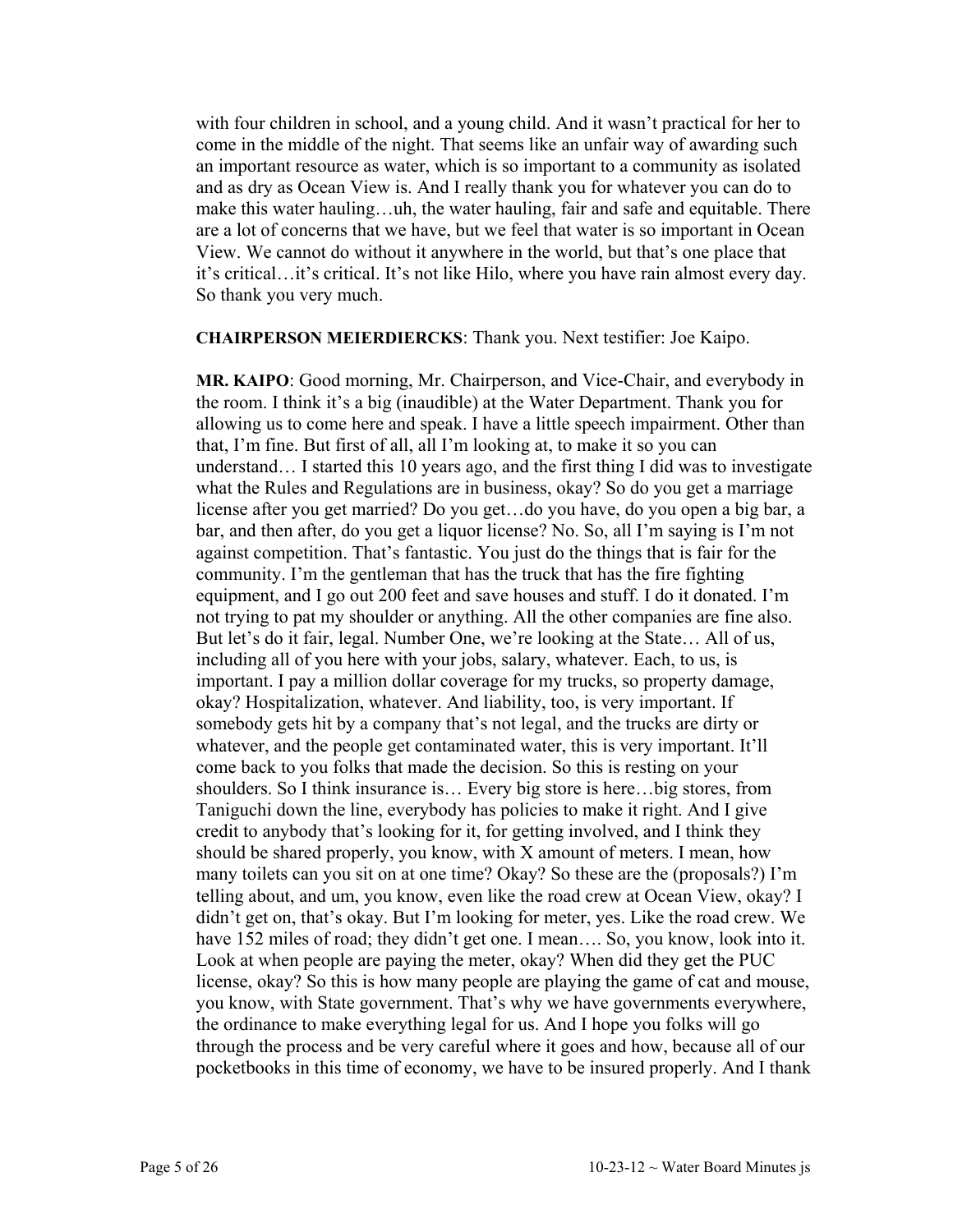with four children in school, and a young child. And it wasn't practical for her to come in the middle of the night. That seems like an unfair way of awarding such an important resource as water, which is so important to a community as isolated and as dry as Ocean View is. And I really thank you for whatever you can do to make this water hauling…uh, the water hauling, fair and safe and equitable. There are a lot of concerns that we have, but we feel that water is so important in Ocean View. We cannot do without it anywhere in the world, but that's one place that it's critical…it's critical. It's not like Hilo, where you have rain almost every day. So thank you very much.

**CHAIRPERSON MEIERDIERCKS**: Thank you. Next testifier: Joe Kaipo.

**MR. KAIPO**: Good morning, Mr. Chairperson, and Vice-Chair, and everybody in the room. I think it's a big (inaudible) at the Water Department. Thank you for allowing us to come here and speak. I have a little speech impairment. Other than that, I'm fine. But first of all, all I'm looking at, to make it so you can understand… I started this 10 years ago, and the first thing I did was to investigate what the Rules and Regulations are in business, okay? So do you get a marriage license after you get married? Do you get…do you have, do you open a big bar, a bar, and then after, do you get a liquor license? No. So, all I'm saying is I'm not against competition. That's fantastic. You just do the things that is fair for the community. I'm the gentleman that has the truck that has the fire fighting equipment, and I go out 200 feet and save houses and stuff. I do it donated. I'm not trying to pat my shoulder or anything. All the other companies are fine also. But let's do it fair, legal. Number One, we're looking at the State… All of us, including all of you here with your jobs, salary, whatever. Each, to us, is important. I pay a million dollar coverage for my trucks, so property damage, okay? Hospitalization, whatever. And liability, too, is very important. If somebody gets hit by a company that's not legal, and the trucks are dirty or whatever, and the people get contaminated water, this is very important. It'll come back to you folks that made the decision. So this is resting on your shoulders. So I think insurance is… Every big store is here…big stores, from Taniguchi down the line, everybody has policies to make it right. And I give credit to anybody that's looking for it, for getting involved, and I think they should be shared properly, you know, with X amount of meters. I mean, how many toilets can you sit on at one time? Okay? So these are the (proposals?) I'm telling about, and um, you know, even like the road crew at Ocean View, okay? I didn't get on, that's okay. But I'm looking for meter, yes. Like the road crew. We have 152 miles of road; they didn't get one. I mean…. So, you know, look into it. Look at when people are paying the meter, okay? When did they get the PUC license, okay? So this is how many people are playing the game of cat and mouse, you know, with State government. That's why we have governments everywhere, the ordinance to make everything legal for us. And I hope you folks will go through the process and be very careful where it goes and how, because all of our pocketbooks in this time of economy, we have to be insured properly. And I thank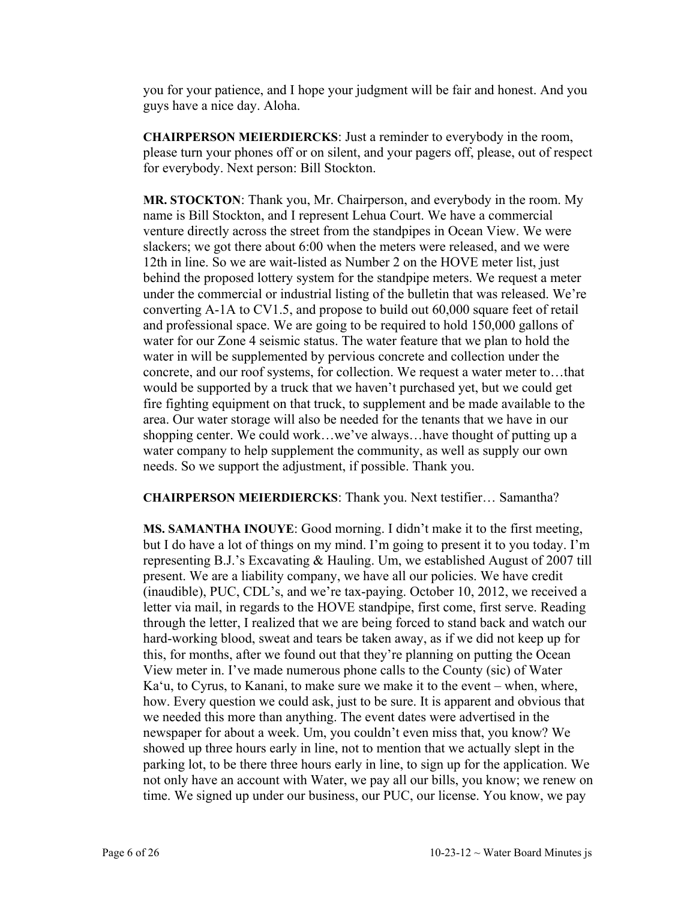you for your patience, and I hope your judgment will be fair and honest. And you guys have a nice day. Aloha.

**CHAIRPERSON MEIERDIERCKS**: Just a reminder to everybody in the room, please turn your phones off or on silent, and your pagers off, please, out of respect for everybody. Next person: Bill Stockton.

**MR. STOCKTON**: Thank you, Mr. Chairperson, and everybody in the room. My name is Bill Stockton, and I represent Lehua Court. We have a commercial venture directly across the street from the standpipes in Ocean View. We were slackers; we got there about 6:00 when the meters were released, and we were 12th in line. So we are wait-listed as Number 2 on the HOVE meter list, just behind the proposed lottery system for the standpipe meters. We request a meter under the commercial or industrial listing of the bulletin that was released. We're converting A-1A to CV1.5, and propose to build out 60,000 square feet of retail and professional space. We are going to be required to hold 150,000 gallons of water for our Zone 4 seismic status. The water feature that we plan to hold the water in will be supplemented by pervious concrete and collection under the concrete, and our roof systems, for collection. We request a water meter to…that would be supported by a truck that we haven't purchased yet, but we could get fire fighting equipment on that truck, to supplement and be made available to the area. Our water storage will also be needed for the tenants that we have in our shopping center. We could work…we've always…have thought of putting up a water company to help supplement the community, as well as supply our own needs. So we support the adjustment, if possible. Thank you.

**CHAIRPERSON MEIERDIERCKS**: Thank you. Next testifier… Samantha?

**MS. SAMANTHA INOUYE**: Good morning. I didn't make it to the first meeting, but I do have a lot of things on my mind. I'm going to present it to you today. I'm representing B.J.'s Excavating & Hauling. Um, we established August of 2007 till present. We are a liability company, we have all our policies. We have credit (inaudible), PUC, CDL's, and we're tax-paying. October 10, 2012, we received a letter via mail, in regards to the HOVE standpipe, first come, first serve. Reading through the letter, I realized that we are being forced to stand back and watch our hard-working blood, sweat and tears be taken away, as if we did not keep up for this, for months, after we found out that they're planning on putting the Ocean View meter in. I've made numerous phone calls to the County (sic) of Water Ka'u, to Cyrus, to Kanani, to make sure we make it to the event – when, where, how. Every question we could ask, just to be sure. It is apparent and obvious that we needed this more than anything. The event dates were advertised in the newspaper for about a week. Um, you couldn't even miss that, you know? We showed up three hours early in line, not to mention that we actually slept in the parking lot, to be there three hours early in line, to sign up for the application. We not only have an account with Water, we pay all our bills, you know; we renew on time. We signed up under our business, our PUC, our license. You know, we pay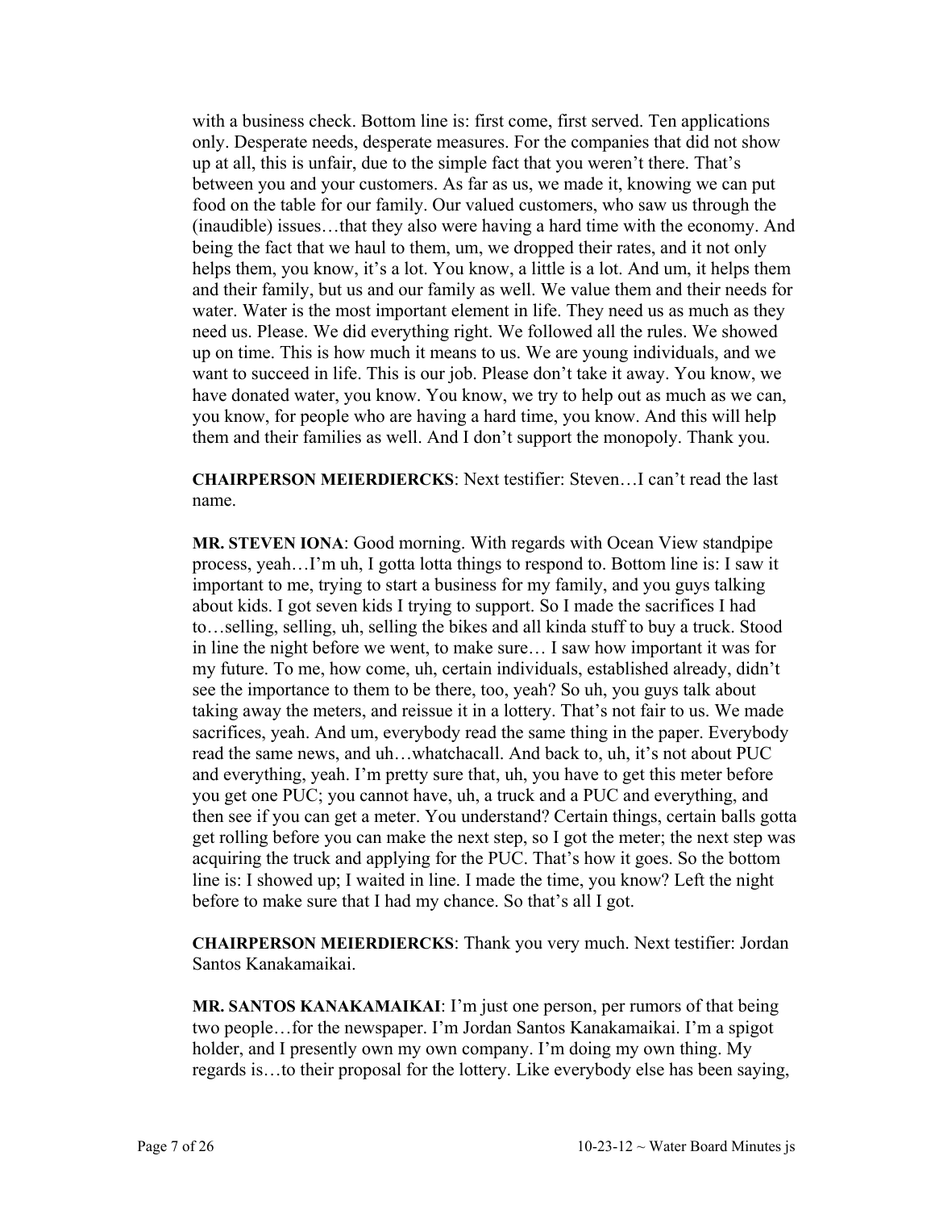with a business check. Bottom line is: first come, first served. Ten applications only. Desperate needs, desperate measures. For the companies that did not show up at all, this is unfair, due to the simple fact that you weren't there. That's between you and your customers. As far as us, we made it, knowing we can put food on the table for our family. Our valued customers, who saw us through the (inaudible) issues…that they also were having a hard time with the economy. And being the fact that we haul to them, um, we dropped their rates, and it not only helps them, you know, it's a lot. You know, a little is a lot. And um, it helps them and their family, but us and our family as well. We value them and their needs for water. Water is the most important element in life. They need us as much as they need us. Please. We did everything right. We followed all the rules. We showed up on time. This is how much it means to us. We are young individuals, and we want to succeed in life. This is our job. Please don't take it away. You know, we have donated water, you know. You know, we try to help out as much as we can, you know, for people who are having a hard time, you know. And this will help them and their families as well. And I don't support the monopoly. Thank you.

**CHAIRPERSON MEIERDIERCKS**: Next testifier: Steven…I can't read the last name.

**MR. STEVEN IONA**: Good morning. With regards with Ocean View standpipe process, yeah…I'm uh, I gotta lotta things to respond to. Bottom line is: I saw it important to me, trying to start a business for my family, and you guys talking about kids. I got seven kids I trying to support. So I made the sacrifices I had to…selling, selling, uh, selling the bikes and all kinda stuff to buy a truck. Stood in line the night before we went, to make sure… I saw how important it was for my future. To me, how come, uh, certain individuals, established already, didn't see the importance to them to be there, too, yeah? So uh, you guys talk about taking away the meters, and reissue it in a lottery. That's not fair to us. We made sacrifices, yeah. And um, everybody read the same thing in the paper. Everybody read the same news, and uh…whatchacall. And back to, uh, it's not about PUC and everything, yeah. I'm pretty sure that, uh, you have to get this meter before you get one PUC; you cannot have, uh, a truck and a PUC and everything, and then see if you can get a meter. You understand? Certain things, certain balls gotta get rolling before you can make the next step, so I got the meter; the next step was acquiring the truck and applying for the PUC. That's how it goes. So the bottom line is: I showed up; I waited in line. I made the time, you know? Left the night before to make sure that I had my chance. So that's all I got.

**CHAIRPERSON MEIERDIERCKS**: Thank you very much. Next testifier: Jordan Santos Kanakamaikai.

**MR. SANTOS KANAKAMAIKAI**: I'm just one person, per rumors of that being two people…for the newspaper. I'm Jordan Santos Kanakamaikai. I'm a spigot holder, and I presently own my own company. I'm doing my own thing. My regards is…to their proposal for the lottery. Like everybody else has been saying,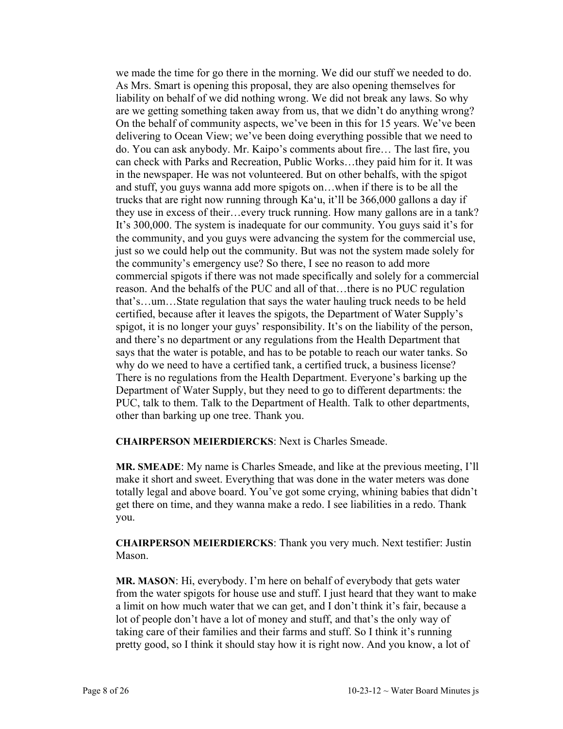we made the time for go there in the morning. We did our stuff we needed to do. As Mrs. Smart is opening this proposal, they are also opening themselves for liability on behalf of we did nothing wrong. We did not break any laws. So why are we getting something taken away from us, that we didn't do anything wrong? On the behalf of community aspects, we've been in this for 15 years. We've been delivering to Ocean View; we've been doing everything possible that we need to do. You can ask anybody. Mr. Kaipo's comments about fire… The last fire, you can check with Parks and Recreation, Public Works…they paid him for it. It was in the newspaper. He was not volunteered. But on other behalfs, with the spigot and stuff, you guys wanna add more spigots on…when if there is to be all the trucks that are right now running through Ka'u, it'll be 366,000 gallons a day if they use in excess of their…every truck running. How many gallons are in a tank? It's 300,000. The system is inadequate for our community. You guys said it's for the community, and you guys were advancing the system for the commercial use, just so we could help out the community. But was not the system made solely for the community's emergency use? So there, I see no reason to add more commercial spigots if there was not made specifically and solely for a commercial reason. And the behalfs of the PUC and all of that…there is no PUC regulation that's…um…State regulation that says the water hauling truck needs to be held certified, because after it leaves the spigots, the Department of Water Supply's spigot, it is no longer your guys' responsibility. It's on the liability of the person, and there's no department or any regulations from the Health Department that says that the water is potable, and has to be potable to reach our water tanks. So why do we need to have a certified tank, a certified truck, a business license? There is no regulations from the Health Department. Everyone's barking up the Department of Water Supply, but they need to go to different departments: the PUC, talk to them. Talk to the Department of Health. Talk to other departments, other than barking up one tree. Thank you.

**CHAIRPERSON MEIERDIERCKS**: Next is Charles Smeade.

**MR. SMEADE**: My name is Charles Smeade, and like at the previous meeting, I'll make it short and sweet. Everything that was done in the water meters was done totally legal and above board. You've got some crying, whining babies that didn't get there on time, and they wanna make a redo. I see liabilities in a redo. Thank you.

**CHAIRPERSON MEIERDIERCKS**: Thank you very much. Next testifier: Justin Mason.

**MR. MASON**: Hi, everybody. I'm here on behalf of everybody that gets water from the water spigots for house use and stuff. I just heard that they want to make a limit on how much water that we can get, and I don't think it's fair, because a lot of people don't have a lot of money and stuff, and that's the only way of taking care of their families and their farms and stuff. So I think it's running pretty good, so I think it should stay how it is right now. And you know, a lot of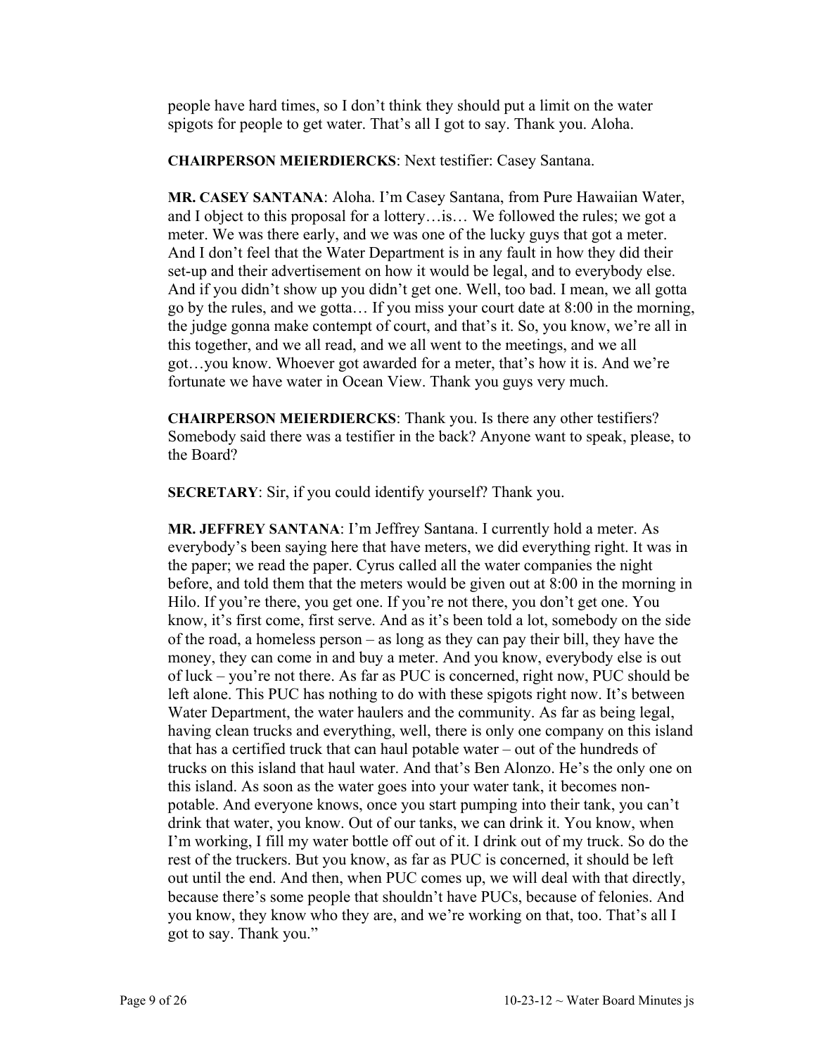people have hard times, so I don't think they should put a limit on the water spigots for people to get water. That's all I got to say. Thank you. Aloha.

**CHAIRPERSON MEIERDIERCKS**: Next testifier: Casey Santana.

**MR. CASEY SANTANA**: Aloha. I'm Casey Santana, from Pure Hawaiian Water, and I object to this proposal for a lottery…is… We followed the rules; we got a meter. We was there early, and we was one of the lucky guys that got a meter. And I don't feel that the Water Department is in any fault in how they did their set-up and their advertisement on how it would be legal, and to everybody else. And if you didn't show up you didn't get one. Well, too bad. I mean, we all gotta go by the rules, and we gotta… If you miss your court date at 8:00 in the morning, the judge gonna make contempt of court, and that's it. So, you know, we're all in this together, and we all read, and we all went to the meetings, and we all got…you know. Whoever got awarded for a meter, that's how it is. And we're fortunate we have water in Ocean View. Thank you guys very much.

**CHAIRPERSON MEIERDIERCKS**: Thank you. Is there any other testifiers? Somebody said there was a testifier in the back? Anyone want to speak, please, to the Board?

**SECRETARY**: Sir, if you could identify yourself? Thank you.

**MR. JEFFREY SANTANA**: I'm Jeffrey Santana. I currently hold a meter. As everybody's been saying here that have meters, we did everything right. It was in the paper; we read the paper. Cyrus called all the water companies the night before, and told them that the meters would be given out at 8:00 in the morning in Hilo. If you're there, you get one. If you're not there, you don't get one. You know, it's first come, first serve. And as it's been told a lot, somebody on the side of the road, a homeless person – as long as they can pay their bill, they have the money, they can come in and buy a meter. And you know, everybody else is out of luck – you're not there. As far as PUC is concerned, right now, PUC should be left alone. This PUC has nothing to do with these spigots right now. It's between Water Department, the water haulers and the community. As far as being legal, having clean trucks and everything, well, there is only one company on this island that has a certified truck that can haul potable water – out of the hundreds of trucks on this island that haul water. And that's Ben Alonzo. He's the only one on this island. As soon as the water goes into your water tank, it becomes non-potable. And everyone knows, once you start pumping into their tank, you can't drink that water, you know. Out of our tanks, we can drink it. You know, when I'm working, I fill my water bottle off out of it. I drink out of my truck. So do the rest of the truckers. But you know, as far as PUC is concerned, it should be left out until the end. And then, when PUC comes up, we will deal with that directly, because there's some people that shouldn't have PUCs, because of felonies. And you know, they know who they are, and we're working on that, too. That's all I got to say. Thank you."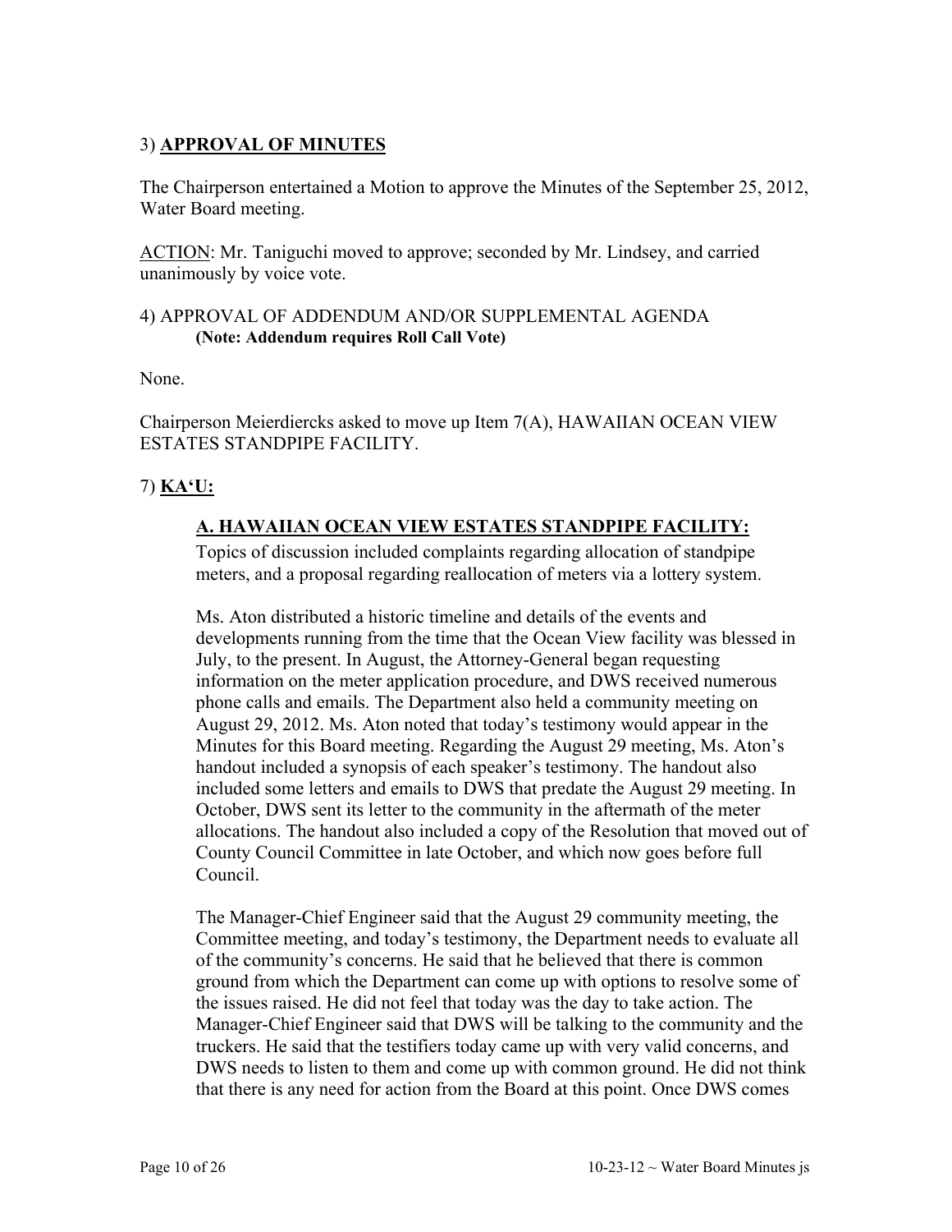## 3) **APPROVAL OF MINUTES**

The Chairperson entertained a Motion to approve the Minutes of the September 25, 2012, Water Board meeting.

ACTION: Mr. Taniguchi moved to approve; seconded by Mr. Lindsey, and carried unanimously by voice vote.

## 4) APPROVAL OF ADDENDUM AND/OR SUPPLEMENTAL AGENDA

**(Note: Addendum requires Roll Call Vote)**

None.

Chairperson Meierdiercks asked to move up Item 7(A), HAWAIIAN OCEAN VIEW ESTATES STANDPIPE FACILITY.

## 7) **KA'U:**

### **A. HAWAIIAN OCEAN VIEW ESTATES STANDPIPE FACILITY:**

Topics of discussion included complaints regarding allocation of standpipe meters, and a proposal regarding reallocation of meters via a lottery system.

Ms. Aton distributed a historic timeline and details of the events and developments running from the time that the Ocean View facility was blessed in July, to the present. In August, the Attorney-General began requesting information on the meter application procedure, and DWS received numerous phone calls and emails. The Department also held a community meeting on August 29, 2012. Ms. Aton noted that today's testimony would appear in the Minutes for this Board meeting. Regarding the August 29 meeting, Ms. Aton's handout included a synopsis of each speaker's testimony. The handout also included some letters and emails to DWS that predate the August 29 meeting. In October, DWS sent its letter to the community in the aftermath of the meter allocations. The handout also included a copy of the Resolution that moved out of County Council Committee in late October, and which now goes before full Council.

The Manager-Chief Engineer said that the August 29 community meeting, the Committee meeting, and today's testimony, the Department needs to evaluate all of the community's concerns. He said that he believed that there is common ground from which the Department can come up with options to resolve some of the issues raised. He did not feel that today was the day to take action. The Manager-Chief Engineer said that DWS will be talking to the community and the truckers. He said that the testifiers today came up with very valid concerns, and DWS needs to listen to them and come up with common ground. He did not think that there is any need for action from the Board at this point. Once DWS comes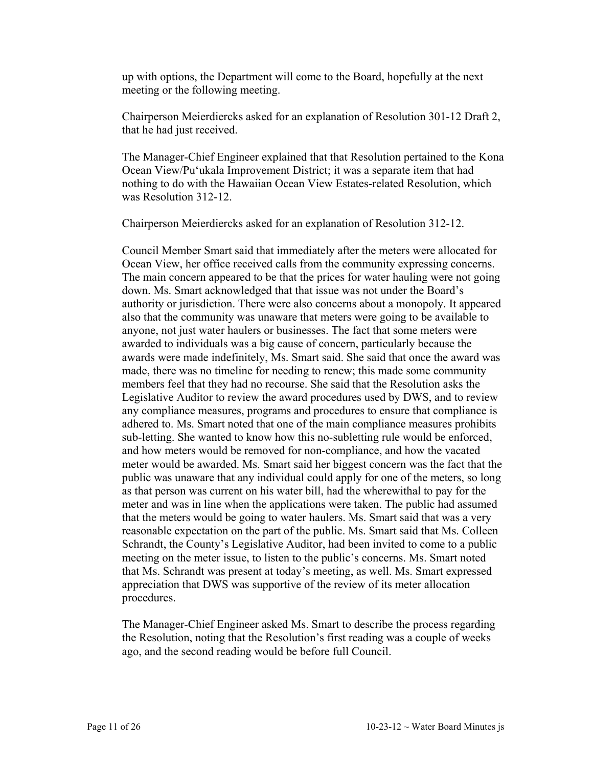up with options, the Department will come to the Board, hopefully at the next meeting or the following meeting.

Chairperson Meierdiercks asked for an explanation of Resolution 301-12 Draft 2, that he had just received.

The Manager-Chief Engineer explained that that Resolution pertained to the Kona Ocean View/Pu‘ukala Improvement District; it was a separate item that had nothing to do with the Hawaiian Ocean View Estates-related Resolution, which was Resolution 312-12.

Chairperson Meierdiercks asked for an explanation of Resolution 312-12.

Council Member Smart said that immediately after the meters were allocated for Ocean View, her office received calls from the community expressing concerns. The main concern appeared to be that the prices for water hauling were not going down. Ms. Smart acknowledged that that issue was not under the Board's authority or jurisdiction. There were also concerns about a monopoly. It appeared also that the community was unaware that meters were going to be available to anyone, not just water haulers or businesses. The fact that some meters were awarded to individuals was a big cause of concern, particularly because the awards were made indefinitely, Ms. Smart said. She said that once the award was made, there was no timeline for needing to renew; this made some community members feel that they had no recourse. She said that the Resolution asks the Legislative Auditor to review the award procedures used by DWS, and to review any compliance measures, programs and procedures to ensure that compliance is adhered to. Ms. Smart noted that one of the main compliance measures prohibits sub-letting. She wanted to know how this no-subletting rule would be enforced, and how meters would be removed for non-compliance, and how the vacated meter would be awarded. Ms. Smart said her biggest concern was the fact that the public was unaware that any individual could apply for one of the meters, so long as that person was current on his water bill, had the wherewithal to pay for the meter and was in line when the applications were taken. The public had assumed that the meters would be going to water haulers. Ms. Smart said that was a very reasonable expectation on the part of the public. Ms. Smart said that Ms. Colleen Schrandt, the County's Legislative Auditor, had been invited to come to a public meeting on the meter issue, to listen to the public's concerns. Ms. Smart noted that Ms. Schrandt was present at today's meeting, as well. Ms. Smart expressed appreciation that DWS was supportive of the review of its meter allocation procedures.

The Manager-Chief Engineer asked Ms. Smart to describe the process regarding the Resolution, noting that the Resolution's first reading was a couple of weeks ago, and the second reading would be before full Council.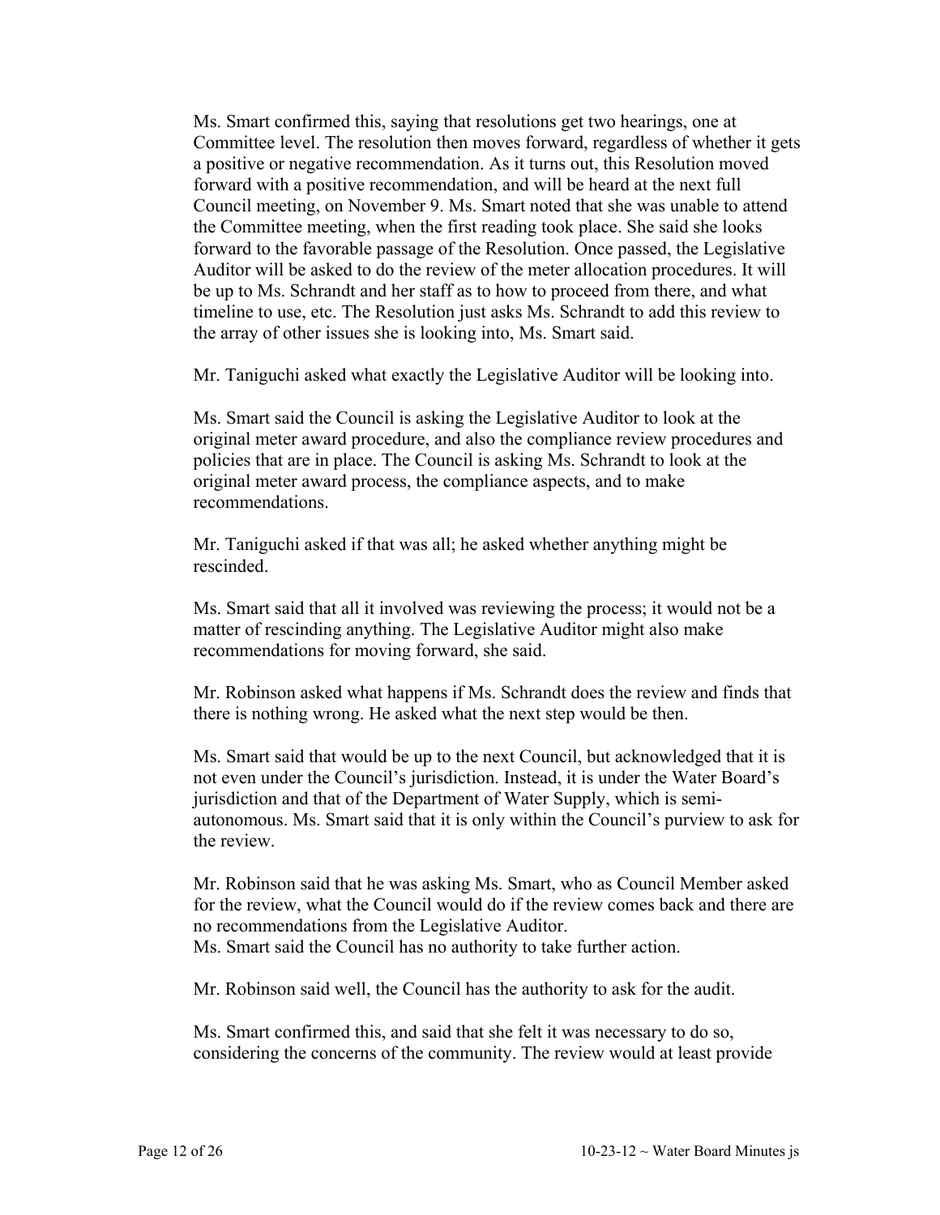Ms. Smart confirmed this, saying that resolutions get two hearings, one at Committee level. The resolution then moves forward, regardless of whether it gets a positive or negative recommendation. As it turns out, this Resolution moved forward with a positive recommendation, and will be heard at the next full Council meeting, on November 9. Ms. Smart noted that she was unable to attend the Committee meeting, when the first reading took place. She said she looks forward to the favorable passage of the Resolution. Once passed, the Legislative Auditor will be asked to do the review of the meter allocation procedures. It will be up to Ms. Schrandt and her staff as to how to proceed from there, and what timeline to use, etc. The Resolution just asks Ms. Schrandt to add this review to the array of other issues she is looking into, Ms. Smart said.

Mr. Taniguchi asked what exactly the Legislative Auditor will be looking into.

Ms. Smart said the Council is asking the Legislative Auditor to look at the original meter award procedure, and also the compliance review procedures and policies that are in place. The Council is asking Ms. Schrandt to look at the original meter award process, the compliance aspects, and to make recommendations.

Mr. Taniguchi asked if that was all; he asked whether anything might be rescinded.

Ms. Smart said that all it involved was reviewing the process; it would not be a matter of rescinding anything. The Legislative Auditor might also make recommendations for moving forward, she said.

Mr. Robinson asked what happens if Ms. Schrandt does the review and finds that there is nothing wrong. He asked what the next step would be then.

Ms. Smart said that would be up to the next Council, but acknowledged that it is not even under the Council's jurisdiction. Instead, it is under the Water Board's jurisdiction and that of the Department of Water Supply, which is semi-autonomous. Ms. Smart said that it is only within the Council's purview to ask for the review.

Mr. Robinson said that he was asking Ms. Smart, who as Council Member asked for the review, what the Council would do if the review comes back and there are no recommendations from the Legislative Auditor.
Ms. Smart said the Council has no authority to take further action.

Mr. Robinson said well, the Council has the authority to ask for the audit.

Ms. Smart confirmed this, and said that she felt it was necessary to do so, considering the concerns of the community. The review would at least provide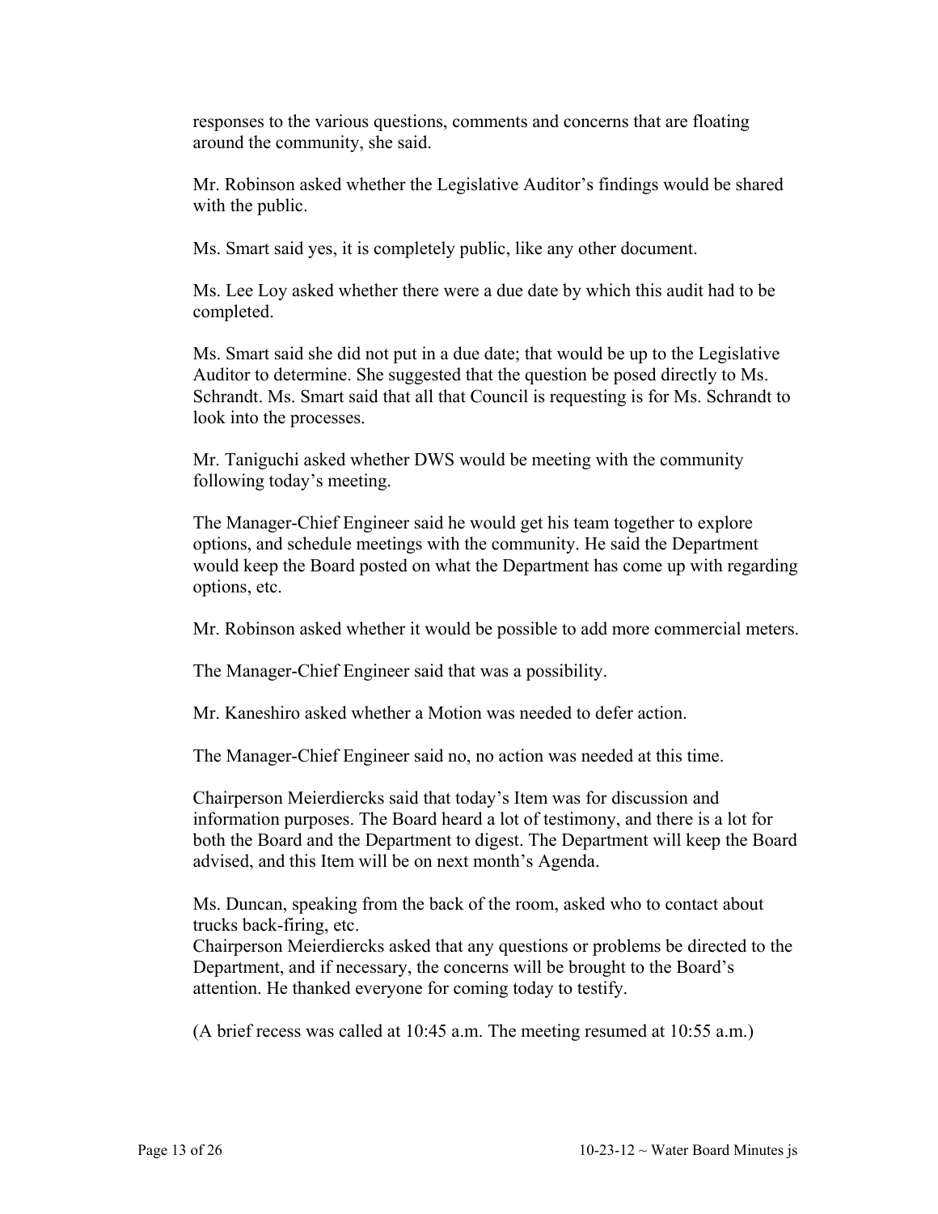responses to the various questions, comments and concerns that are floating around the community, she said.

Mr. Robinson asked whether the Legislative Auditor's findings would be shared with the public.

Ms. Smart said yes, it is completely public, like any other document.

Ms. Lee Loy asked whether there were a due date by which this audit had to be completed.

Ms. Smart said she did not put in a due date; that would be up to the Legislative Auditor to determine. She suggested that the question be posed directly to Ms. Schrandt. Ms. Smart said that all that Council is requesting is for Ms. Schrandt to look into the processes.

Mr. Taniguchi asked whether DWS would be meeting with the community following today's meeting.

The Manager-Chief Engineer said he would get his team together to explore options, and schedule meetings with the community. He said the Department would keep the Board posted on what the Department has come up with regarding options, etc.

Mr. Robinson asked whether it would be possible to add more commercial meters.

The Manager-Chief Engineer said that was a possibility.

Mr. Kaneshiro asked whether a Motion was needed to defer action.

The Manager-Chief Engineer said no, no action was needed at this time.

Chairperson Meierdiercks said that today's Item was for discussion and information purposes. The Board heard a lot of testimony, and there is a lot for both the Board and the Department to digest. The Department will keep the Board advised, and this Item will be on next month's Agenda.

Ms. Duncan, speaking from the back of the room, asked who to contact about trucks back-firing, etc.
Chairperson Meierdiercks asked that any questions or problems be directed to the Department, and if necessary, the concerns will be brought to the Board's attention. He thanked everyone for coming today to testify.

(A brief recess was called at 10:45 a.m. The meeting resumed at 10:55 a.m.)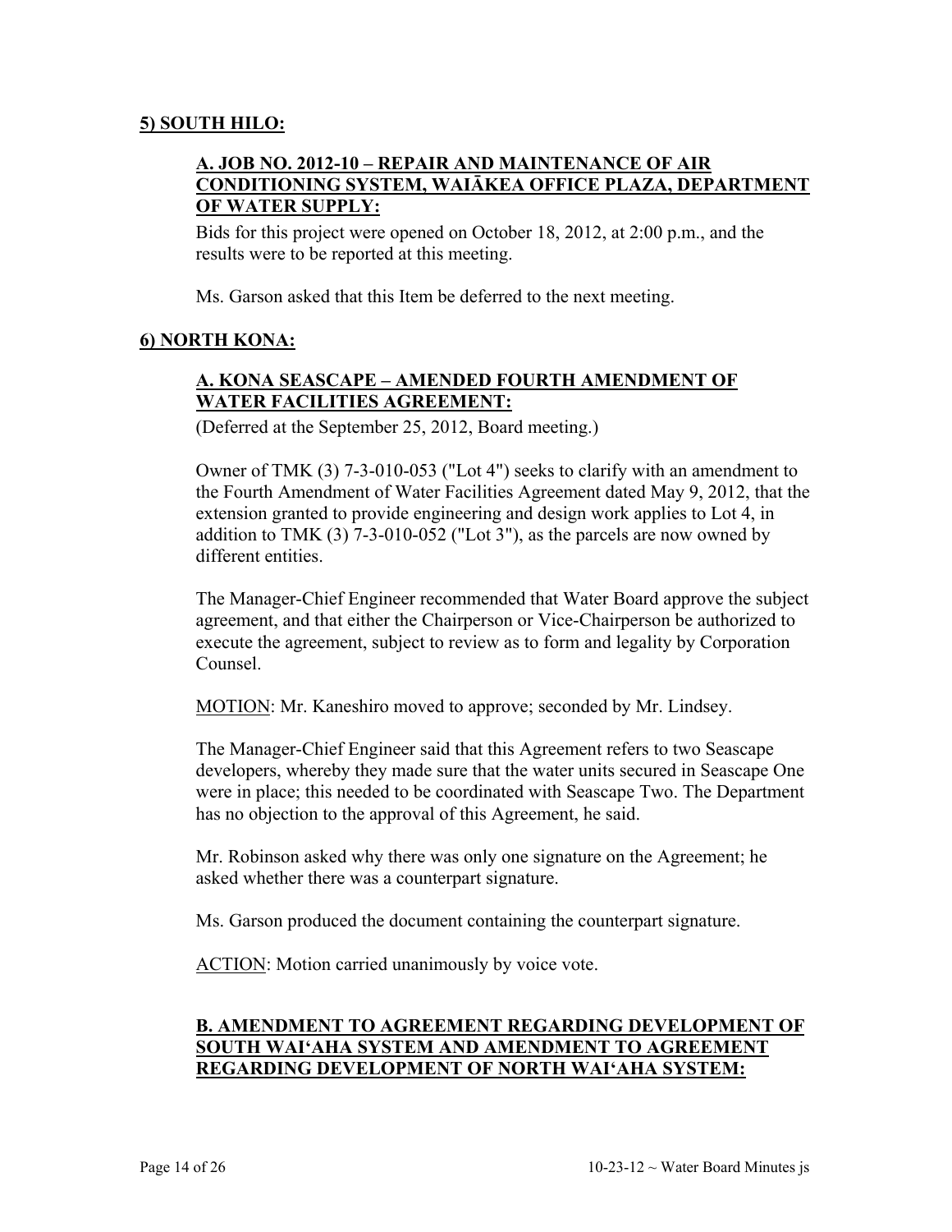## 5) SOUTH HILO:

### A. JOB NO. 2012-10 – REPAIR AND MAINTENANCE OF AIR CONDITIONING SYSTEM, WAIĀKEA OFFICE PLAZA, DEPARTMENT OF WATER SUPPLY:

Bids for this project were opened on October 18, 2012, at 2:00 p.m., and the results were to be reported at this meeting.

Ms. Garson asked that this Item be deferred to the next meeting.

## 6) NORTH KONA:

### A. KONA SEASCAPE – AMENDED FOURTH AMENDMENT OF WATER FACILITIES AGREEMENT:

(Deferred at the September 25, 2012, Board meeting.)

Owner of TMK (3) 7-3-010-053 ("Lot 4") seeks to clarify with an amendment to the Fourth Amendment of Water Facilities Agreement dated May 9, 2012, that the extension granted to provide engineering and design work applies to Lot 4, in addition to TMK (3) 7-3-010-052 ("Lot 3"), as the parcels are now owned by different entities.

The Manager-Chief Engineer recommended that Water Board approve the subject agreement, and that either the Chairperson or Vice-Chairperson be authorized to execute the agreement, subject to review as to form and legality by Corporation Counsel.

MOTION: Mr. Kaneshiro moved to approve; seconded by Mr. Lindsey.

The Manager-Chief Engineer said that this Agreement refers to two Seascape developers, whereby they made sure that the water units secured in Seascape One were in place; this needed to be coordinated with Seascape Two. The Department has no objection to the approval of this Agreement, he said.

Mr. Robinson asked why there was only one signature on the Agreement; he asked whether there was a counterpart signature.

Ms. Garson produced the document containing the counterpart signature.

ACTION: Motion carried unanimously by voice vote.

### B. AMENDMENT TO AGREEMENT REGARDING DEVELOPMENT OF SOUTH WAIʻAHA SYSTEM AND AMENDMENT TO AGREEMENT REGARDING DEVELOPMENT OF NORTH WAIʻAHA SYSTEM: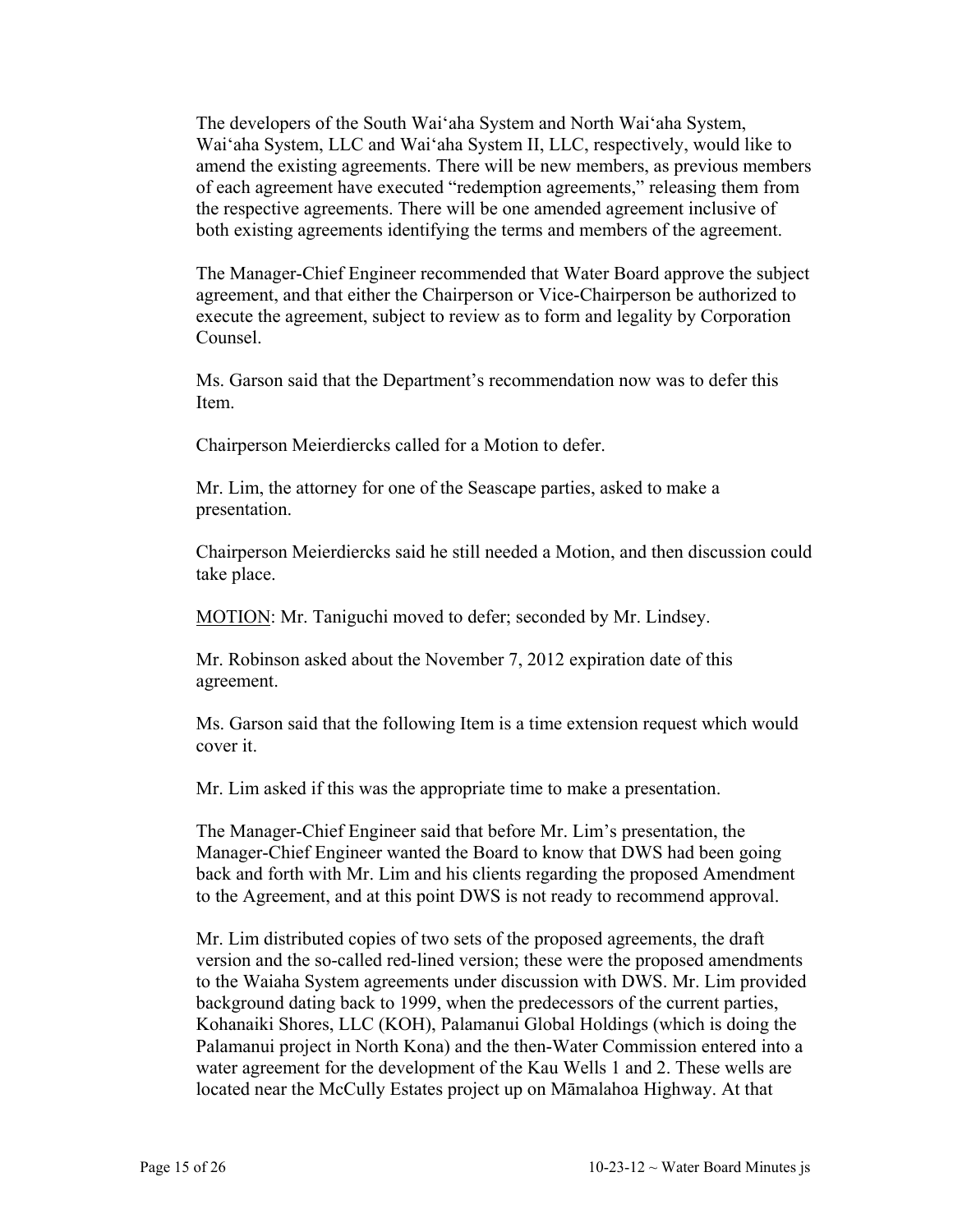The developers of the South Waiʻaha System and North Waiʻaha System, Waiʻaha System, LLC and Waiʻaha System II, LLC, respectively, would like to amend the existing agreements. There will be new members, as previous members of each agreement have executed "redemption agreements," releasing them from the respective agreements. There will be one amended agreement inclusive of both existing agreements identifying the terms and members of the agreement.

The Manager-Chief Engineer recommended that Water Board approve the subject agreement, and that either the Chairperson or Vice-Chairperson be authorized to execute the agreement, subject to review as to form and legality by Corporation Counsel.

Ms. Garson said that the Department's recommendation now was to defer this Item.

Chairperson Meierdiercks called for a Motion to defer.

Mr. Lim, the attorney for one of the Seascape parties, asked to make a presentation.

Chairperson Meierdiercks said he still needed a Motion, and then discussion could take place.

MOTION: Mr. Taniguchi moved to defer; seconded by Mr. Lindsey.

Mr. Robinson asked about the November 7, 2012 expiration date of this agreement.

Ms. Garson said that the following Item is a time extension request which would cover it.

Mr. Lim asked if this was the appropriate time to make a presentation.

The Manager-Chief Engineer said that before Mr. Lim's presentation, the Manager-Chief Engineer wanted the Board to know that DWS had been going back and forth with Mr. Lim and his clients regarding the proposed Amendment to the Agreement, and at this point DWS is not ready to recommend approval.

Mr. Lim distributed copies of two sets of the proposed agreements, the draft version and the so-called red-lined version; these were the proposed amendments to the Waiaha System agreements under discussion with DWS. Mr. Lim provided background dating back to 1999, when the predecessors of the current parties, Kohanaiki Shores, LLC (KOH), Palamanui Global Holdings (which is doing the Palamanui project in North Kona) and the then-Water Commission entered into a water agreement for the development of the Kau Wells 1 and 2. These wells are located near the McCully Estates project up on Māmalahoa Highway. At that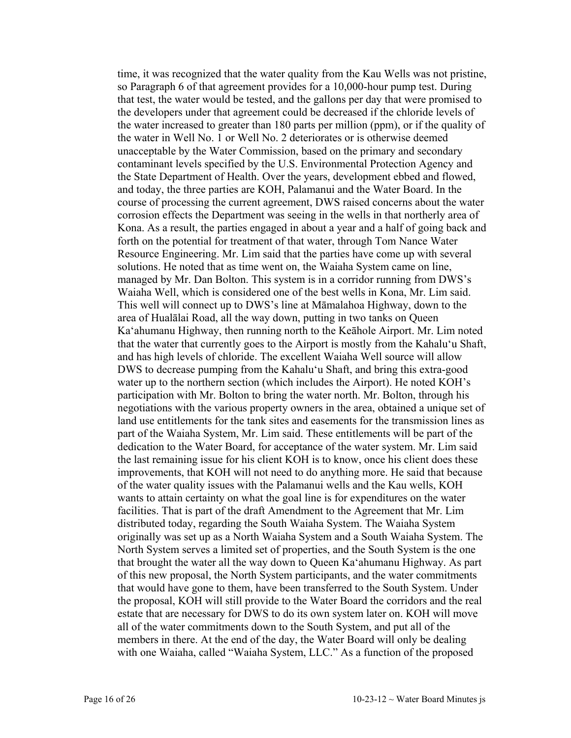time, it was recognized that the water quality from the Kau Wells was not pristine, so Paragraph 6 of that agreement provides for a 10,000-hour pump test. During that test, the water would be tested, and the gallons per day that were promised to the developers under that agreement could be decreased if the chloride levels of the water increased to greater than 180 parts per million (ppm), or if the quality of the water in Well No. 1 or Well No. 2 deteriorates or is otherwise deemed unacceptable by the Water Commission, based on the primary and secondary contaminant levels specified by the U.S. Environmental Protection Agency and the State Department of Health. Over the years, development ebbed and flowed, and today, the three parties are KOH, Palamanui and the Water Board. In the course of processing the current agreement, DWS raised concerns about the water corrosion effects the Department was seeing in the wells in that northerly area of Kona. As a result, the parties engaged in about a year and a half of going back and forth on the potential for treatment of that water, through Tom Nance Water Resource Engineering. Mr. Lim said that the parties have come up with several solutions. He noted that as time went on, the Waiaha System came on line, managed by Mr. Dan Bolton. This system is in a corridor running from DWS's Waiaha Well, which is considered one of the best wells in Kona, Mr. Lim said. This well will connect up to DWS's line at Māmalahoa Highway, down to the area of Hualālai Road, all the way down, putting in two tanks on Queen Ka'ahumanu Highway, then running north to the Keāhole Airport. Mr. Lim noted that the water that currently goes to the Airport is mostly from the Kahalu'u Shaft, and has high levels of chloride. The excellent Waiaha Well source will allow DWS to decrease pumping from the Kahalu'u Shaft, and bring this extra-good water up to the northern section (which includes the Airport). He noted KOH's participation with Mr. Bolton to bring the water north. Mr. Bolton, through his negotiations with the various property owners in the area, obtained a unique set of land use entitlements for the tank sites and easements for the transmission lines as part of the Waiaha System, Mr. Lim said. These entitlements will be part of the dedication to the Water Board, for acceptance of the water system. Mr. Lim said the last remaining issue for his client KOH is to know, once his client does these improvements, that KOH will not need to do anything more. He said that because of the water quality issues with the Palamanui wells and the Kau wells, KOH wants to attain certainty on what the goal line is for expenditures on the water facilities. That is part of the draft Amendment to the Agreement that Mr. Lim distributed today, regarding the South Waiaha System. The Waiaha System originally was set up as a North Waiaha System and a South Waiaha System. The North System serves a limited set of properties, and the South System is the one that brought the water all the way down to Queen Ka'ahumanu Highway. As part of this new proposal, the North System participants, and the water commitments that would have gone to them, have been transferred to the South System. Under the proposal, KOH will still provide to the Water Board the corridors and the real estate that are necessary for DWS to do its own system later on. KOH will move all of the water commitments down to the South System, and put all of the members in there. At the end of the day, the Water Board will only be dealing with one Waiaha, called "Waiaha System, LLC." As a function of the proposed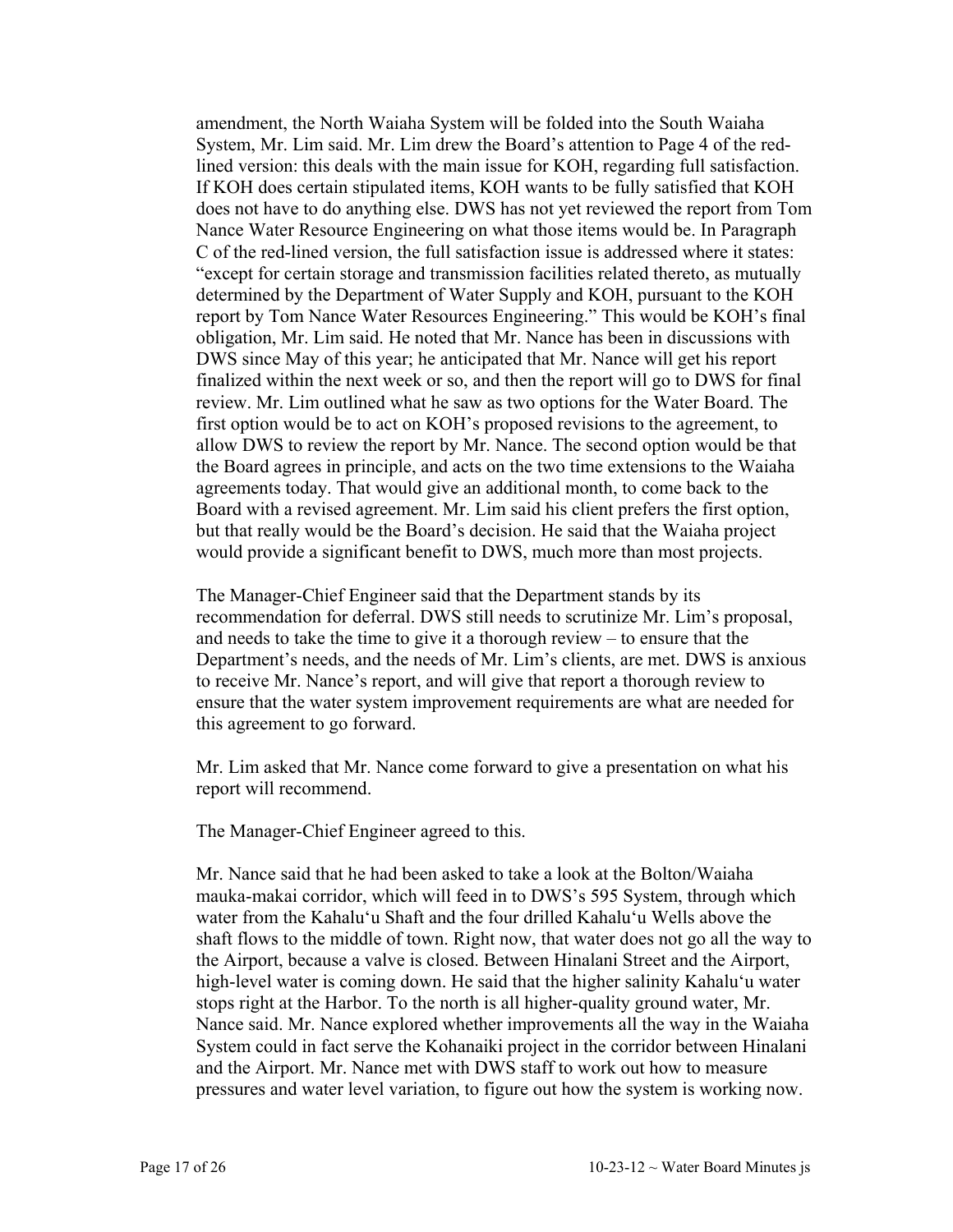amendment, the North Waiaha System will be folded into the South Waiaha System, Mr. Lim said. Mr. Lim drew the Board's attention to Page 4 of the red-lined version: this deals with the main issue for KOH, regarding full satisfaction. If KOH does certain stipulated items, KOH wants to be fully satisfied that KOH does not have to do anything else. DWS has not yet reviewed the report from Tom Nance Water Resource Engineering on what those items would be. In Paragraph C of the red-lined version, the full satisfaction issue is addressed where it states: "except for certain storage and transmission facilities related thereto, as mutually determined by the Department of Water Supply and KOH, pursuant to the KOH report by Tom Nance Water Resources Engineering." This would be KOH's final obligation, Mr. Lim said. He noted that Mr. Nance has been in discussions with DWS since May of this year; he anticipated that Mr. Nance will get his report finalized within the next week or so, and then the report will go to DWS for final review. Mr. Lim outlined what he saw as two options for the Water Board. The first option would be to act on KOH's proposed revisions to the agreement, to allow DWS to review the report by Mr. Nance. The second option would be that the Board agrees in principle, and acts on the two time extensions to the Waiaha agreements today. That would give an additional month, to come back to the Board with a revised agreement. Mr. Lim said his client prefers the first option, but that really would be the Board's decision. He said that the Waiaha project would provide a significant benefit to DWS, much more than most projects.

The Manager-Chief Engineer said that the Department stands by its recommendation for deferral. DWS still needs to scrutinize Mr. Lim's proposal, and needs to take the time to give it a thorough review – to ensure that the Department's needs, and the needs of Mr. Lim's clients, are met. DWS is anxious to receive Mr. Nance's report, and will give that report a thorough review to ensure that the water system improvement requirements are what are needed for this agreement to go forward.

Mr. Lim asked that Mr. Nance come forward to give a presentation on what his report will recommend.

The Manager-Chief Engineer agreed to this.

Mr. Nance said that he had been asked to take a look at the Bolton/Waiaha mauka-makai corridor, which will feed in to DWS's 595 System, through which water from the Kahalu'u Shaft and the four drilled Kahalu'u Wells above the shaft flows to the middle of town. Right now, that water does not go all the way to the Airport, because a valve is closed. Between Hinalani Street and the Airport, high-level water is coming down. He said that the higher salinity Kahalu'u water stops right at the Harbor. To the north is all higher-quality ground water, Mr. Nance said. Mr. Nance explored whether improvements all the way in the Waiaha System could in fact serve the Kohanaiki project in the corridor between Hinalani and the Airport. Mr. Nance met with DWS staff to work out how to measure pressures and water level variation, to figure out how the system is working now.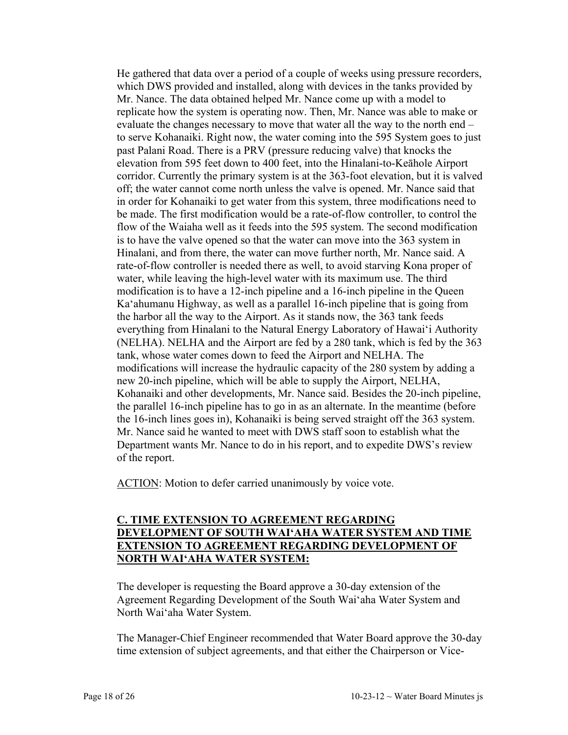He gathered that data over a period of a couple of weeks using pressure recorders, which DWS provided and installed, along with devices in the tanks provided by Mr. Nance. The data obtained helped Mr. Nance come up with a model to replicate how the system is operating now. Then, Mr. Nance was able to make or evaluate the changes necessary to move that water all the way to the north end – to serve Kohanaiki. Right now, the water coming into the 595 System goes to just past Palani Road. There is a PRV (pressure reducing valve) that knocks the elevation from 595 feet down to 400 feet, into the Hinalani-to-Keāhole Airport corridor. Currently the primary system is at the 363-foot elevation, but it is valved off; the water cannot come north unless the valve is opened. Mr. Nance said that in order for Kohanaiki to get water from this system, three modifications need to be made. The first modification would be a rate-of-flow controller, to control the flow of the Waiaha well as it feeds into the 595 system. The second modification is to have the valve opened so that the water can move into the 363 system in Hinalani, and from there, the water can move further north, Mr. Nance said. A rate-of-flow controller is needed there as well, to avoid starving Kona proper of water, while leaving the high-level water with its maximum use. The third modification is to have a 12-inch pipeline and a 16-inch pipeline in the Queen Ka'ahumanu Highway, as well as a parallel 16-inch pipeline that is going from the harbor all the way to the Airport. As it stands now, the 363 tank feeds everything from Hinalani to the Natural Energy Laboratory of Hawai'i Authority (NELHA). NELHA and the Airport are fed by a 280 tank, which is fed by the 363 tank, whose water comes down to feed the Airport and NELHA. The modifications will increase the hydraulic capacity of the 280 system by adding a new 20-inch pipeline, which will be able to supply the Airport, NELHA, Kohanaiki and other developments, Mr. Nance said. Besides the 20-inch pipeline, the parallel 16-inch pipeline has to go in as an alternate. In the meantime (before the 16-inch lines goes in), Kohanaiki is being served straight off the 363 system. Mr. Nance said he wanted to meet with DWS staff soon to establish what the Department wants Mr. Nance to do in his report, and to expedite DWS's review of the report.

ACTION: Motion to defer carried unanimously by voice vote.

**C. TIME EXTENSION TO AGREEMENT REGARDING DEVELOPMENT OF SOUTH WAI'AHA WATER SYSTEM AND TIME EXTENSION TO AGREEMENT REGARDING DEVELOPMENT OF NORTH WAI'AHA WATER SYSTEM:**

The developer is requesting the Board approve a 30-day extension of the Agreement Regarding Development of the South Wai'aha Water System and North Wai'aha Water System.

The Manager-Chief Engineer recommended that Water Board approve the 30-day time extension of subject agreements, and that either the Chairperson or Vice-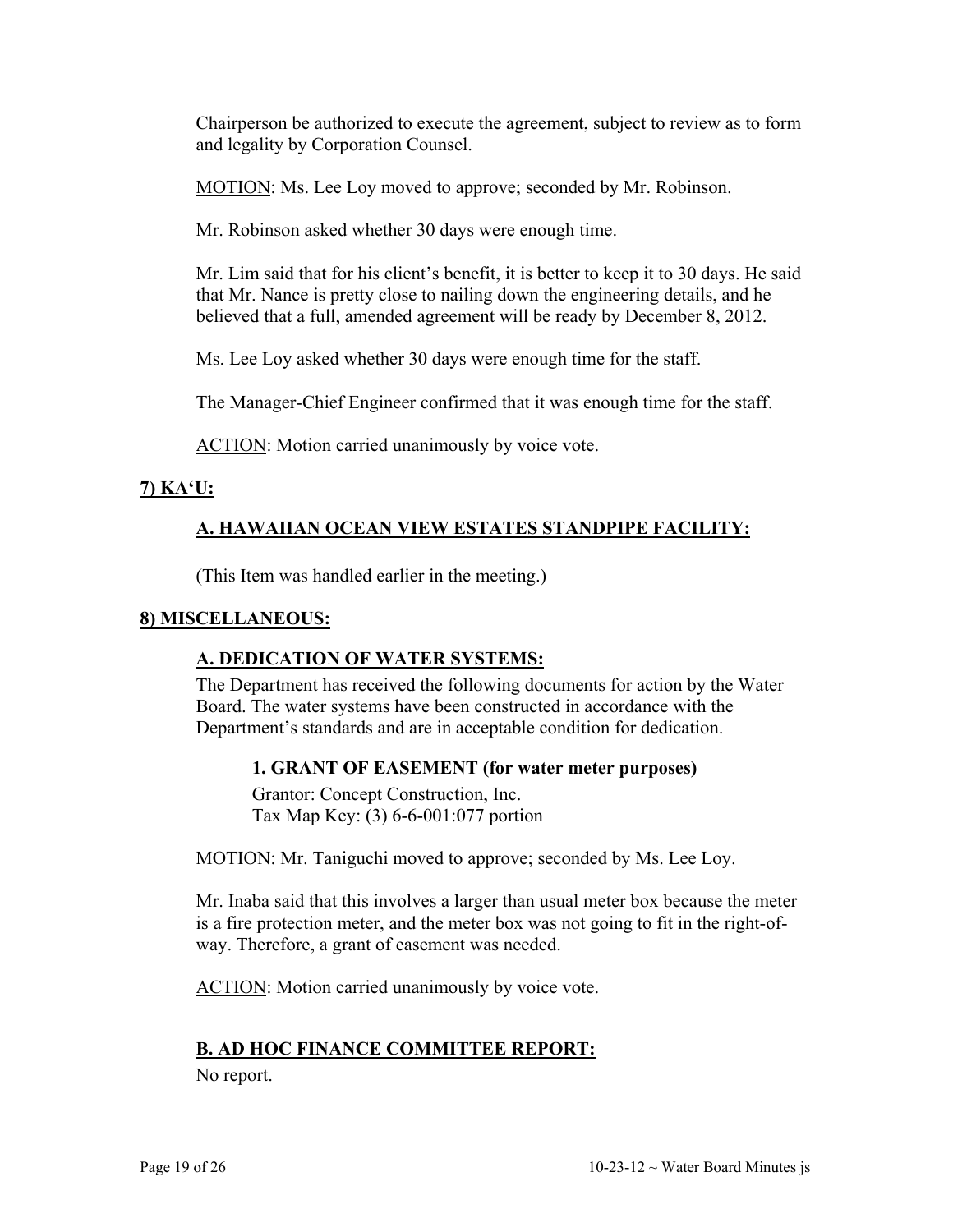Chairperson be authorized to execute the agreement, subject to review as to form and legality by Corporation Counsel.

MOTION: Ms. Lee Loy moved to approve; seconded by Mr. Robinson.

Mr. Robinson asked whether 30 days were enough time.

Mr. Lim said that for his client's benefit, it is better to keep it to 30 days. He said that Mr. Nance is pretty close to nailing down the engineering details, and he believed that a full, amended agreement will be ready by December 8, 2012.

Ms. Lee Loy asked whether 30 days were enough time for the staff.

The Manager-Chief Engineer confirmed that it was enough time for the staff.

ACTION: Motion carried unanimously by voice vote.

## 7) KA'U:

### A. HAWAIIAN OCEAN VIEW ESTATES STANDPIPE FACILITY:

(This Item was handled earlier in the meeting.)

## 8) MISCELLANEOUS:

### A. DEDICATION OF WATER SYSTEMS:

The Department has received the following documents for action by the Water Board. The water systems have been constructed in accordance with the Department's standards and are in acceptable condition for dedication.

#### 1. GRANT OF EASEMENT (for water meter purposes)

Grantor: Concept Construction, Inc.
Tax Map Key: (3) 6-6-001:077 portion

MOTION: Mr. Taniguchi moved to approve; seconded by Ms. Lee Loy.

Mr. Inaba said that this involves a larger than usual meter box because the meter is a fire protection meter, and the meter box was not going to fit in the right-of-way. Therefore, a grant of easement was needed.

ACTION: Motion carried unanimously by voice vote.

### B. AD HOC FINANCE COMMITTEE REPORT:

No report.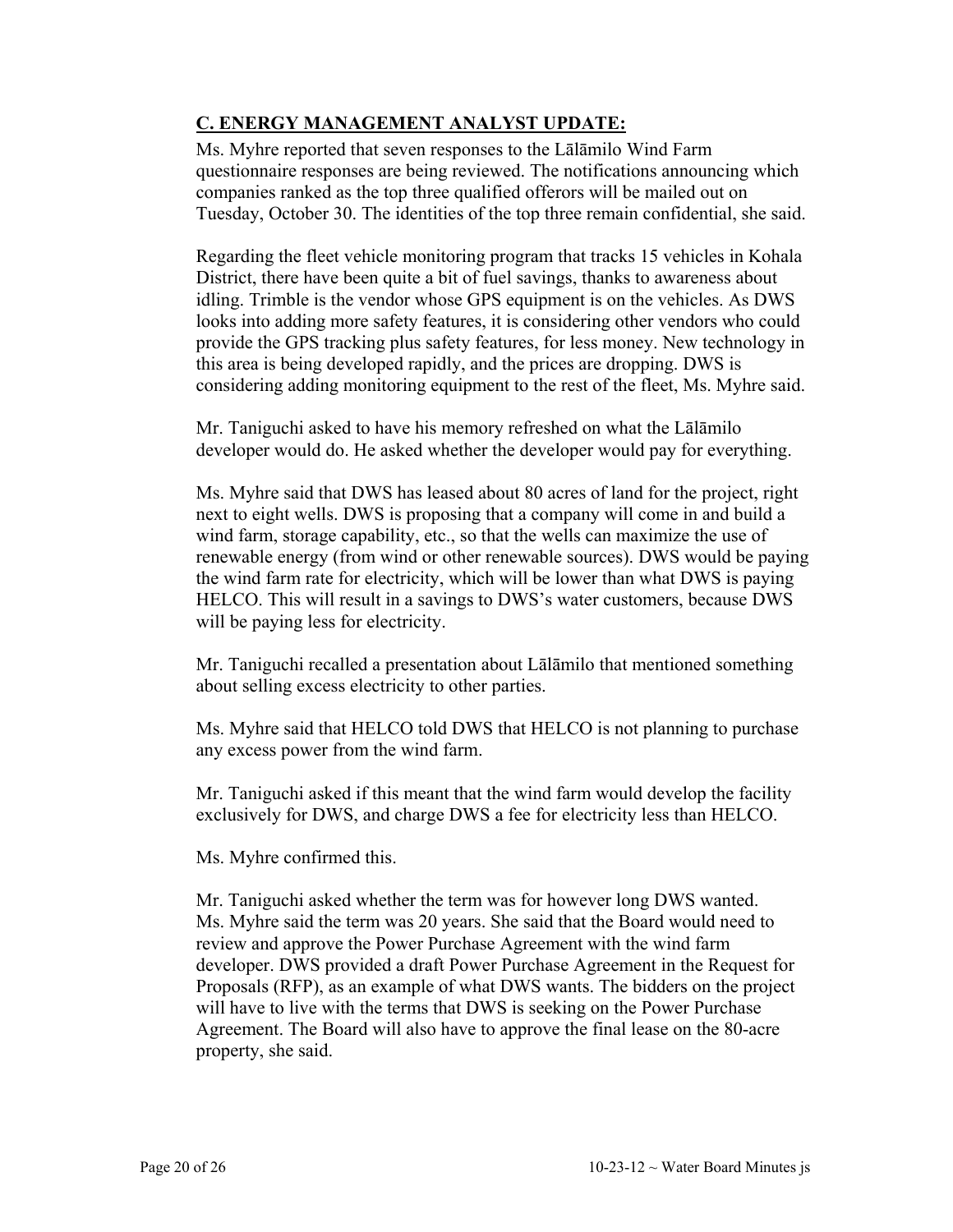## C. ENERGY MANAGEMENT ANALYST UPDATE:

Ms. Myhre reported that seven responses to the Lālāmilo Wind Farm questionnaire responses are being reviewed. The notifications announcing which companies ranked as the top three qualified offerors will be mailed out on Tuesday, October 30. The identities of the top three remain confidential, she said.

Regarding the fleet vehicle monitoring program that tracks 15 vehicles in Kohala District, there have been quite a bit of fuel savings, thanks to awareness about idling. Trimble is the vendor whose GPS equipment is on the vehicles. As DWS looks into adding more safety features, it is considering other vendors who could provide the GPS tracking plus safety features, for less money. New technology in this area is being developed rapidly, and the prices are dropping. DWS is considering adding monitoring equipment to the rest of the fleet, Ms. Myhre said.

Mr. Taniguchi asked to have his memory refreshed on what the Lālāmilo developer would do. He asked whether the developer would pay for everything.

Ms. Myhre said that DWS has leased about 80 acres of land for the project, right next to eight wells. DWS is proposing that a company will come in and build a wind farm, storage capability, etc., so that the wells can maximize the use of renewable energy (from wind or other renewable sources). DWS would be paying the wind farm rate for electricity, which will be lower than what DWS is paying HELCO. This will result in a savings to DWS's water customers, because DWS will be paying less for electricity.

Mr. Taniguchi recalled a presentation about Lālāmilo that mentioned something about selling excess electricity to other parties.

Ms. Myhre said that HELCO told DWS that HELCO is not planning to purchase any excess power from the wind farm.

Mr. Taniguchi asked if this meant that the wind farm would develop the facility exclusively for DWS, and charge DWS a fee for electricity less than HELCO.

Ms. Myhre confirmed this.

Mr. Taniguchi asked whether the term was for however long DWS wanted. Ms. Myhre said the term was 20 years. She said that the Board would need to review and approve the Power Purchase Agreement with the wind farm developer. DWS provided a draft Power Purchase Agreement in the Request for Proposals (RFP), as an example of what DWS wants. The bidders on the project will have to live with the terms that DWS is seeking on the Power Purchase Agreement. The Board will also have to approve the final lease on the 80-acre property, she said.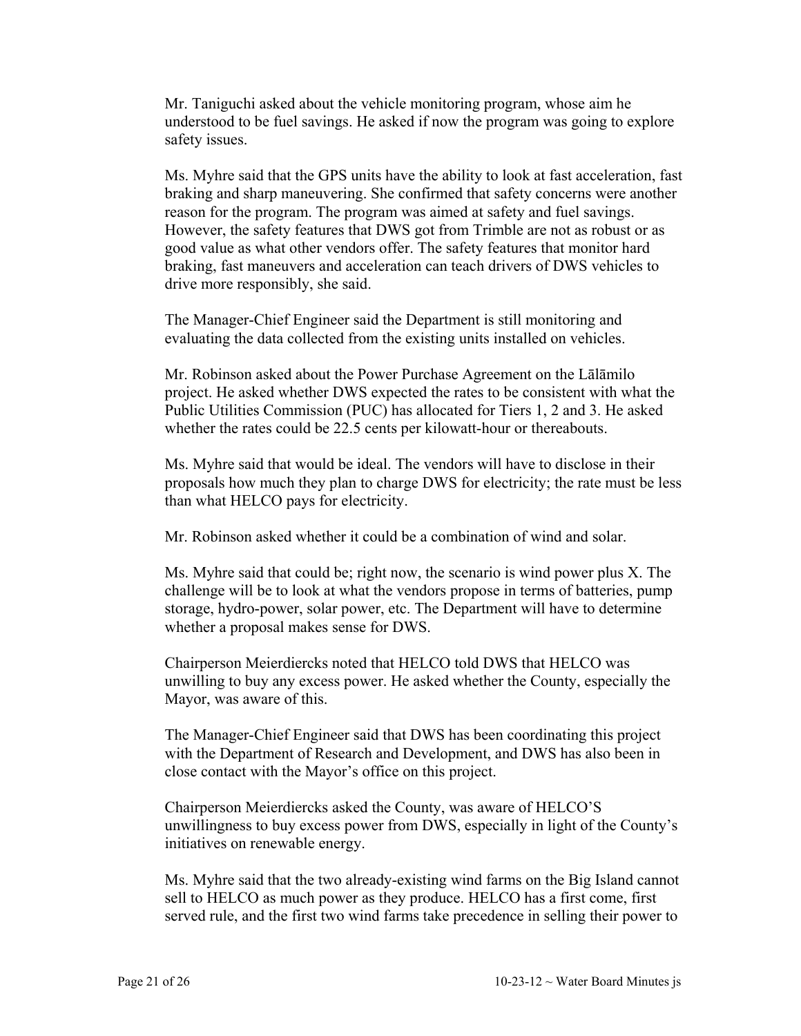Mr. Taniguchi asked about the vehicle monitoring program, whose aim he understood to be fuel savings. He asked if now the program was going to explore safety issues.

Ms. Myhre said that the GPS units have the ability to look at fast acceleration, fast braking and sharp maneuvering. She confirmed that safety concerns were another reason for the program. The program was aimed at safety and fuel savings. However, the safety features that DWS got from Trimble are not as robust or as good value as what other vendors offer. The safety features that monitor hard braking, fast maneuvers and acceleration can teach drivers of DWS vehicles to drive more responsibly, she said.

The Manager-Chief Engineer said the Department is still monitoring and evaluating the data collected from the existing units installed on vehicles.

Mr. Robinson asked about the Power Purchase Agreement on the Lālāmilo project. He asked whether DWS expected the rates to be consistent with what the Public Utilities Commission (PUC) has allocated for Tiers 1, 2 and 3. He asked whether the rates could be 22.5 cents per kilowatt-hour or thereabouts.

Ms. Myhre said that would be ideal. The vendors will have to disclose in their proposals how much they plan to charge DWS for electricity; the rate must be less than what HELCO pays for electricity.

Mr. Robinson asked whether it could be a combination of wind and solar.

Ms. Myhre said that could be; right now, the scenario is wind power plus X. The challenge will be to look at what the vendors propose in terms of batteries, pump storage, hydro-power, solar power, etc. The Department will have to determine whether a proposal makes sense for DWS.

Chairperson Meierdiercks noted that HELCO told DWS that HELCO was unwilling to buy any excess power. He asked whether the County, especially the Mayor, was aware of this.

The Manager-Chief Engineer said that DWS has been coordinating this project with the Department of Research and Development, and DWS has also been in close contact with the Mayor's office on this project.

Chairperson Meierdiercks asked the County, was aware of HELCO'S unwillingness to buy excess power from DWS, especially in light of the County's initiatives on renewable energy.

Ms. Myhre said that the two already-existing wind farms on the Big Island cannot sell to HELCO as much power as they produce. HELCO has a first come, first served rule, and the first two wind farms take precedence in selling their power to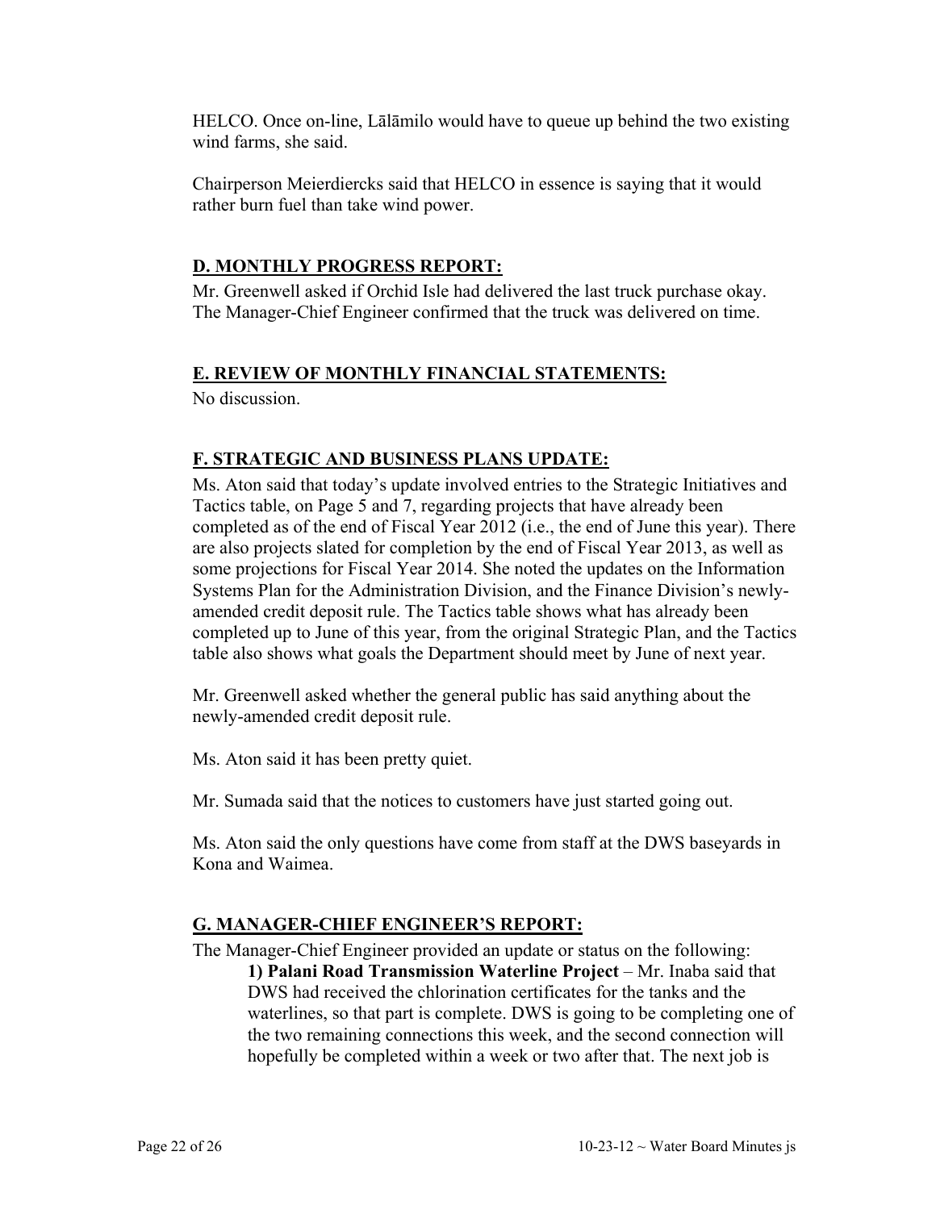HELCO. Once on-line, Lālāmilo would have to queue up behind the two existing wind farms, she said.

Chairperson Meierdiercks said that HELCO in essence is saying that it would rather burn fuel than take wind power.

## D. MONTHLY PROGRESS REPORT:

Mr. Greenwell asked if Orchid Isle had delivered the last truck purchase okay. The Manager-Chief Engineer confirmed that the truck was delivered on time.

## E. REVIEW OF MONTHLY FINANCIAL STATEMENTS:

No discussion.

## F. STRATEGIC AND BUSINESS PLANS UPDATE:

Ms. Aton said that today's update involved entries to the Strategic Initiatives and Tactics table, on Page 5 and 7, regarding projects that have already been completed as of the end of Fiscal Year 2012 (i.e., the end of June this year). There are also projects slated for completion by the end of Fiscal Year 2013, as well as some projections for Fiscal Year 2014. She noted the updates on the Information Systems Plan for the Administration Division, and the Finance Division's newly-amended credit deposit rule. The Tactics table shows what has already been completed up to June of this year, from the original Strategic Plan, and the Tactics table also shows what goals the Department should meet by June of next year.

Mr. Greenwell asked whether the general public has said anything about the newly-amended credit deposit rule.

Ms. Aton said it has been pretty quiet.

Mr. Sumada said that the notices to customers have just started going out.

Ms. Aton said the only questions have come from staff at the DWS baseyards in Kona and Waimea.

## G. MANAGER-CHIEF ENGINEER'S REPORT:

The Manager-Chief Engineer provided an update or status on the following:

**1) Palani Road Transmission Waterline Project** – Mr. Inaba said that DWS had received the chlorination certificates for the tanks and the waterlines, so that part is complete. DWS is going to be completing one of the two remaining connections this week, and the second connection will hopefully be completed within a week or two after that. The next job is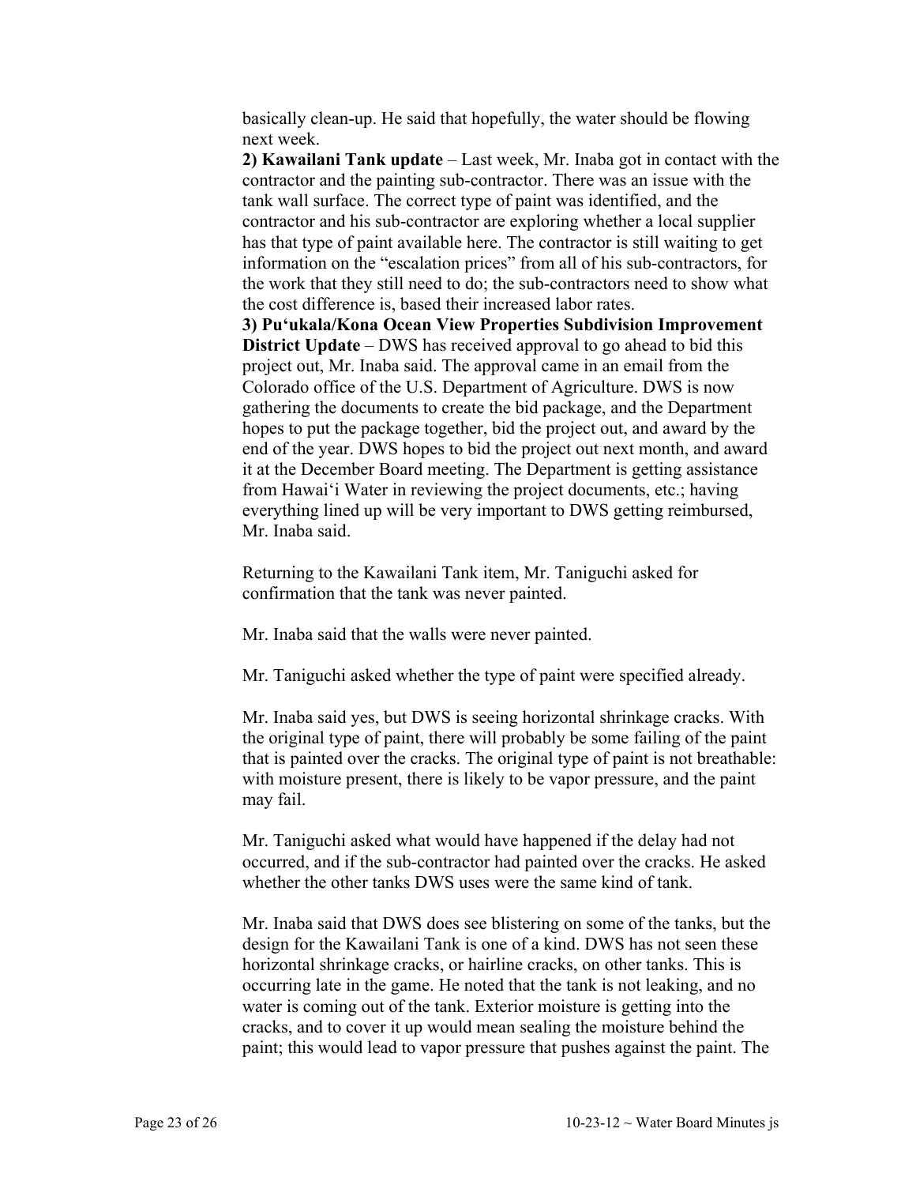basically clean-up. He said that hopefully, the water should be flowing next week.

**2) Kawailani Tank update** – Last week, Mr. Inaba got in contact with the contractor and the painting sub-contractor. There was an issue with the tank wall surface. The correct type of paint was identified, and the contractor and his sub-contractor are exploring whether a local supplier has that type of paint available here. The contractor is still waiting to get information on the "escalation prices" from all of his sub-contractors, for the work that they still need to do; the sub-contractors need to show what the cost difference is, based their increased labor rates.

**3) Pu'ukala/Kona Ocean View Properties Subdivision Improvement District Update** – DWS has received approval to go ahead to bid this project out, Mr. Inaba said. The approval came in an email from the Colorado office of the U.S. Department of Agriculture. DWS is now gathering the documents to create the bid package, and the Department hopes to put the package together, bid the project out, and award by the end of the year. DWS hopes to bid the project out next month, and award it at the December Board meeting. The Department is getting assistance from Hawai'i Water in reviewing the project documents, etc.; having everything lined up will be very important to DWS getting reimbursed, Mr. Inaba said.

Returning to the Kawailani Tank item, Mr. Taniguchi asked for confirmation that the tank was never painted.

Mr. Inaba said that the walls were never painted.

Mr. Taniguchi asked whether the type of paint were specified already.

Mr. Inaba said yes, but DWS is seeing horizontal shrinkage cracks. With the original type of paint, there will probably be some failing of the paint that is painted over the cracks. The original type of paint is not breathable: with moisture present, there is likely to be vapor pressure, and the paint may fail.

Mr. Taniguchi asked what would have happened if the delay had not occurred, and if the sub-contractor had painted over the cracks. He asked whether the other tanks DWS uses were the same kind of tank.

Mr. Inaba said that DWS does see blistering on some of the tanks, but the design for the Kawailani Tank is one of a kind. DWS has not seen these horizontal shrinkage cracks, or hairline cracks, on other tanks. This is occurring late in the game. He noted that the tank is not leaking, and no water is coming out of the tank. Exterior moisture is getting into the cracks, and to cover it up would mean sealing the moisture behind the paint; this would lead to vapor pressure that pushes against the paint. The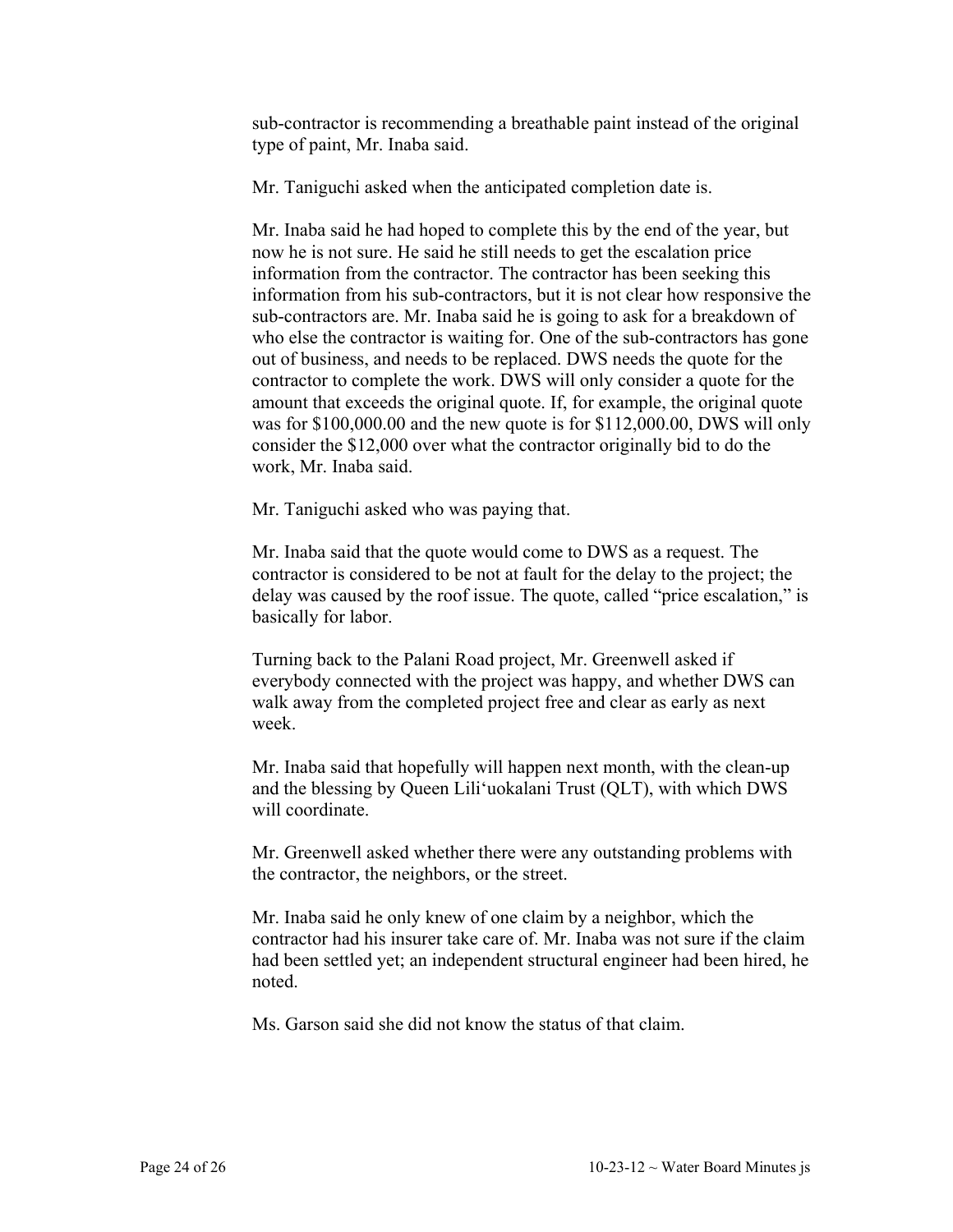sub-contractor is recommending a breathable paint instead of the original type of paint, Mr. Inaba said.

Mr. Taniguchi asked when the anticipated completion date is.

Mr. Inaba said he had hoped to complete this by the end of the year, but now he is not sure. He said he still needs to get the escalation price information from the contractor. The contractor has been seeking this information from his sub-contractors, but it is not clear how responsive the sub-contractors are. Mr. Inaba said he is going to ask for a breakdown of who else the contractor is waiting for. One of the sub-contractors has gone out of business, and needs to be replaced. DWS needs the quote for the contractor to complete the work. DWS will only consider a quote for the amount that exceeds the original quote. If, for example, the original quote was for $100,000.00 and the new quote is for $112,000.00, DWS will only consider the $12,000 over what the contractor originally bid to do the work, Mr. Inaba said.

Mr. Taniguchi asked who was paying that.

Mr. Inaba said that the quote would come to DWS as a request. The contractor is considered to be not at fault for the delay to the project; the delay was caused by the roof issue. The quote, called "price escalation," is basically for labor.

Turning back to the Palani Road project, Mr. Greenwell asked if everybody connected with the project was happy, and whether DWS can walk away from the completed project free and clear as early as next week.

Mr. Inaba said that hopefully will happen next month, with the clean-up and the blessing by Queen Lili'uokalani Trust (QLT), with which DWS will coordinate.

Mr. Greenwell asked whether there were any outstanding problems with the contractor, the neighbors, or the street.

Mr. Inaba said he only knew of one claim by a neighbor, which the contractor had his insurer take care of. Mr. Inaba was not sure if the claim had been settled yet; an independent structural engineer had been hired, he noted.

Ms. Garson said she did not know the status of that claim.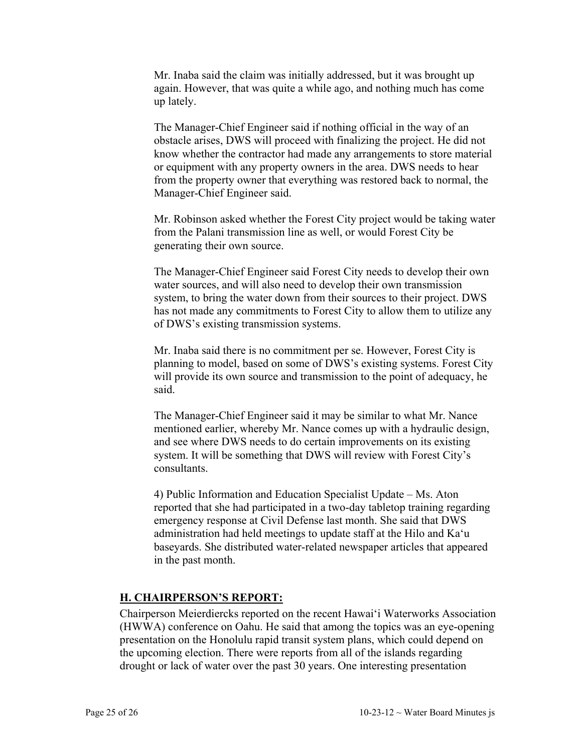Mr. Inaba said the claim was initially addressed, but it was brought up again. However, that was quite a while ago, and nothing much has come up lately.

The Manager-Chief Engineer said if nothing official in the way of an obstacle arises, DWS will proceed with finalizing the project. He did not know whether the contractor had made any arrangements to store material or equipment with any property owners in the area. DWS needs to hear from the property owner that everything was restored back to normal, the Manager-Chief Engineer said.

Mr. Robinson asked whether the Forest City project would be taking water from the Palani transmission line as well, or would Forest City be generating their own source.

The Manager-Chief Engineer said Forest City needs to develop their own water sources, and will also need to develop their own transmission system, to bring the water down from their sources to their project. DWS has not made any commitments to Forest City to allow them to utilize any of DWS's existing transmission systems.

Mr. Inaba said there is no commitment per se. However, Forest City is planning to model, based on some of DWS's existing systems. Forest City will provide its own source and transmission to the point of adequacy, he said.

The Manager-Chief Engineer said it may be similar to what Mr. Nance mentioned earlier, whereby Mr. Nance comes up with a hydraulic design, and see where DWS needs to do certain improvements on its existing system. It will be something that DWS will review with Forest City's consultants.

4) Public Information and Education Specialist Update – Ms. Aton reported that she had participated in a two-day tabletop training regarding emergency response at Civil Defense last month. She said that DWS administration had held meetings to update staff at the Hilo and Ka'u baseyards. She distributed water-related newspaper articles that appeared in the past month.

## H. CHAIRPERSON'S REPORT:

Chairperson Meierdiercks reported on the recent Hawai'i Waterworks Association (HWWA) conference on Oahu. He said that among the topics was an eye-opening presentation on the Honolulu rapid transit system plans, which could depend on the upcoming election. There were reports from all of the islands regarding drought or lack of water over the past 30 years. One interesting presentation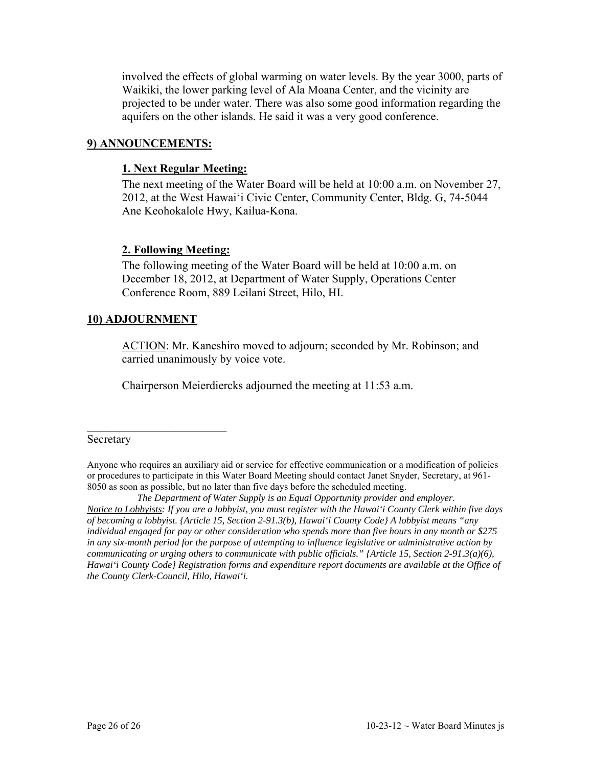involved the effects of global warming on water levels. By the year 3000, parts of Waikiki, the lower parking level of Ala Moana Center, and the vicinity are projected to be under water. There was also some good information regarding the aquifers on the other islands. He said it was a very good conference.

## 9) ANNOUNCEMENTS:

### 1. Next Regular Meeting:

The next meeting of the Water Board will be held at 10:00 a.m. on November 27, 2012, at the West Hawai'i Civic Center, Community Center, Bldg. G, 74-5044 Ane Keohokalole Hwy, Kailua-Kona.

### 2. Following Meeting:

The following meeting of the Water Board will be held at 10:00 a.m. on December 18, 2012, at Department of Water Supply, Operations Center Conference Room, 889 Leilani Street, Hilo, HI.

## 10) ADJOURNMENT

ACTION: Mr. Kaneshiro moved to adjourn; seconded by Mr. Robinson; and carried unanimously by voice vote.

Chairperson Meierdiercks adjourned the meeting at 11:53 a.m.

\_\_\_\_\_\_\_\_\_\_\_\_\_\_\_\_\_\_\_\_\_\_\_\_\_\_

Secretary

Anyone who requires an auxiliary aid or service for effective communication or a modification of policies or procedures to participate in this Water Board Meeting should contact Janet Snyder, Secretary, at 961-8050 as soon as possible, but no later than five days before the scheduled meeting.

*The Department of Water Supply is an Equal Opportunity provider and employer.*

*Notice to Lobbyists: If you are a lobbyist, you must register with the Hawai'i County Clerk within five days of becoming a lobbyist. {Article 15, Section 2-91.3(b), Hawai'i County Code} A lobbyist means "any individual engaged for pay or other consideration who spends more than five hours in any month or $275 in any six-month period for the purpose of attempting to influence legislative or administrative action by communicating or urging others to communicate with public officials." {Article 15, Section 2-91.3(a)(6), Hawai'i County Code} Registration forms and expenditure report documents are available at the Office of the County Clerk-Council, Hilo, Hawai'i.*